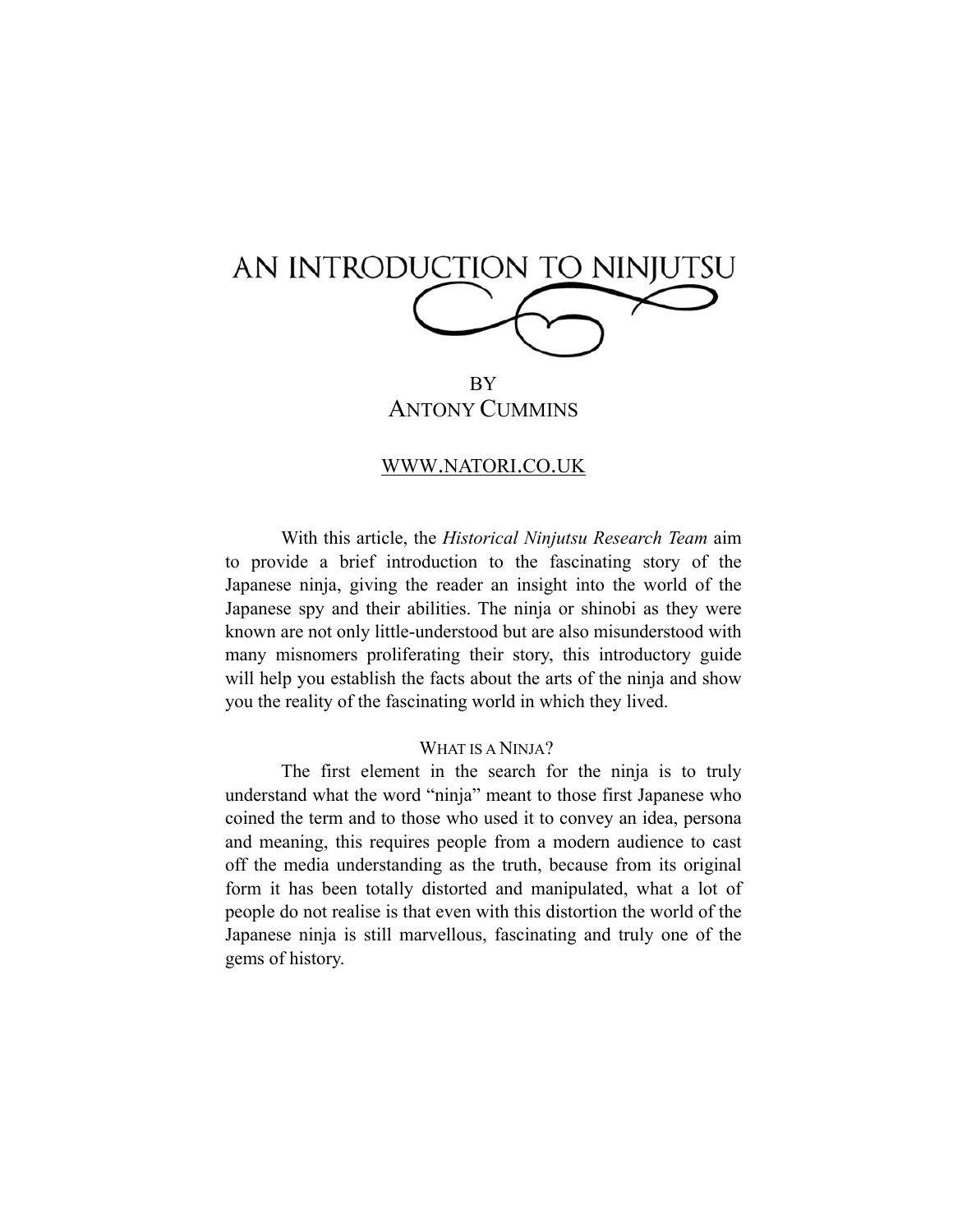# AN INTRODUCTION TO NINJUTSU

BY
ANTONY CUMMINS

WWW.NATORI.CO.UK

With this article, the *Historical Ninjutsu Research Team* aim to provide a brief introduction to the fascinating story of the Japanese ninja, giving the reader an insight into the world of the Japanese spy and their abilities. The ninja or shinobi as they were known are not only little-understood but are also misunderstood with many misnomers proliferating their story, this introductory guide will help you establish the facts about the arts of the ninja and show you the reality of the fascinating world in which they lived.

## WHAT IS A NINJA?

The first element in the search for the ninja is to truly understand what the word "ninja" meant to those first Japanese who coined the term and to those who used it to convey an idea, persona and meaning, this requires people from a modern audience to cast off the media understanding as the truth, because from its original form it has been totally distorted and manipulated, what a lot of people do not realise is that even with this distortion the world of the Japanese ninja is still marvellous, fascinating and truly one of the gems of history.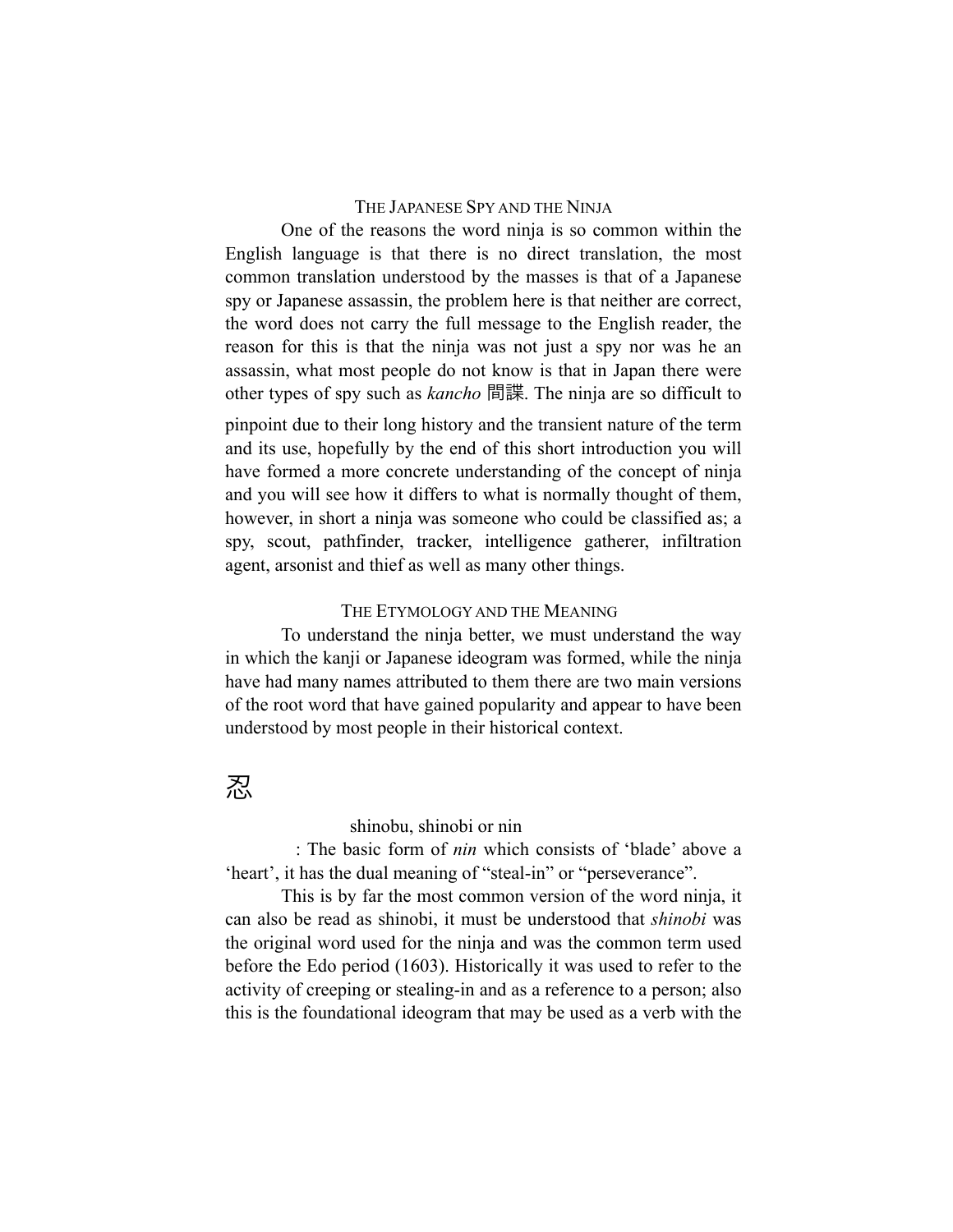## The Japanese Spy and the Ninja

One of the reasons the word ninja is so common within the English language is that there is no direct translation, the most common translation understood by the masses is that of a Japanese spy or Japanese assassin, the problem here is that neither are correct, the word does not carry the full message to the English reader, the reason for this is that the ninja was not just a spy nor was he an assassin, what most people do not know is that in Japan there were other types of spy such as *kancho* 間諜. The ninja are so difficult to pinpoint due to their long history and the transient nature of the term and its use, hopefully by the end of this short introduction you will have formed a more concrete understanding of the concept of ninja and you will see how it differs to what is normally thought of them, however, in short a ninja was someone who could be classified as; a spy, scout, pathfinder, tracker, intelligence gatherer, infiltration agent, arsonist and thief as well as many other things.

## The Etymology and the Meaning

To understand the ninja better, we must understand the way in which the kanji or Japanese ideogram was formed, while the ninja have had many names attributed to them there are two main versions of the root word that have gained popularity and appear to have been understood by most people in their historical context.

忍

shinobu, shinobi or nin

: The basic form of *nin* which consists of 'blade' above a 'heart', it has the dual meaning of "steal-in" or "perseverance".

This is by far the most common version of the word ninja, it can also be read as shinobi, it must be understood that *shinobi* was the original word used for the ninja and was the common term used before the Edo period (1603). Historically it was used to refer to the activity of creeping or stealing-in and as a reference to a person; also this is the foundational ideogram that may be used as a verb with the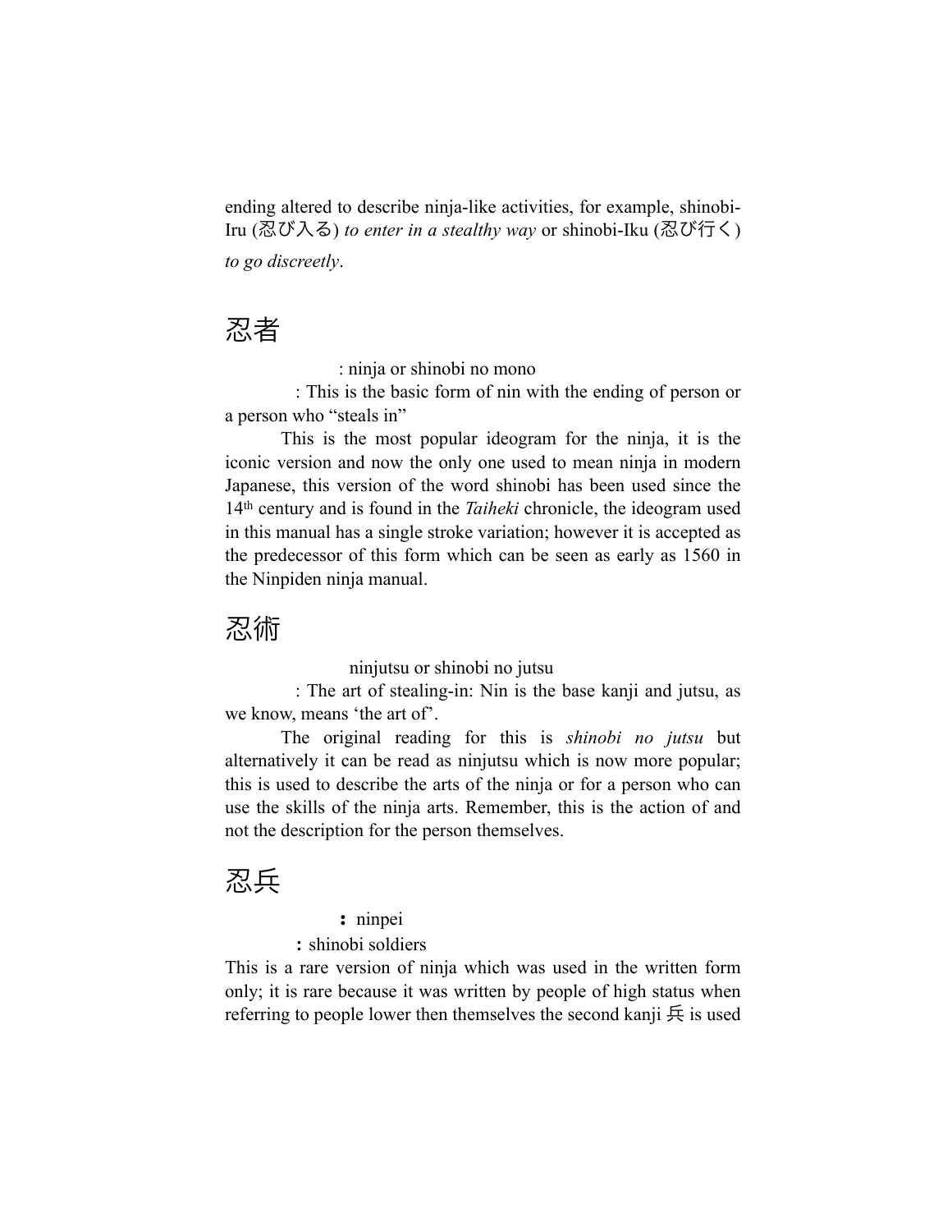ending altered to describe ninja-like activities, for example, shinobi-Iru (忍び入る) *to enter in a stealthy way* or shinobi-Iku (忍び行く) *to go discreetly*.

## 忍者

: ninja or shinobi no mono

: This is the basic form of nin with the ending of person or a person who "steals in"

This is the most popular ideogram for the ninja, it is the iconic version and now the only one used to mean ninja in modern Japanese, this version of the word shinobi has been used since the 14th century and is found in the *Taiheki* chronicle, the ideogram used in this manual has a single stroke variation; however it is accepted as the predecessor of this form which can be seen as early as 1560 in the Ninpiden ninja manual.

## 忍術

ninjutsu or shinobi no jutsu

: The art of stealing-in: Nin is the base kanji and jutsu, as we know, means 'the art of'.

The original reading for this is *shinobi no jutsu* but alternatively it can be read as ninjutsu which is now more popular; this is used to describe the arts of the ninja or for a person who can use the skills of the ninja arts. Remember, this is the action of and not the description for the person themselves.

## 忍兵

**:** ninpei

**:** shinobi soldiers

This is a rare version of ninja which was used in the written form only; it is rare because it was written by people of high status when referring to people lower then themselves the second kanji 兵 is used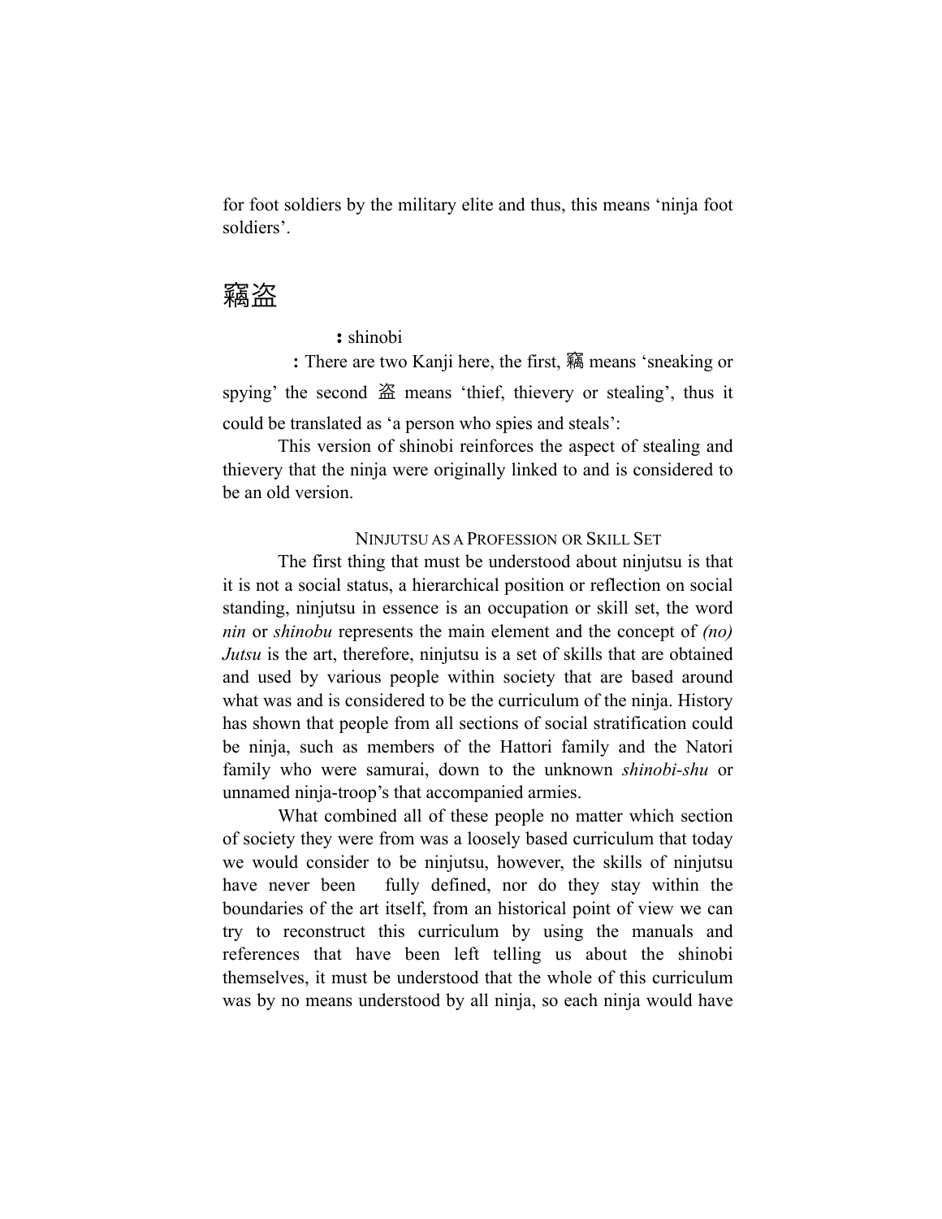for foot soldiers by the military elite and thus, this means 'ninja foot soldiers'.

## 竊盗

**:** shinobi

**:** There are two Kanji here, the first, 竊 means 'sneaking or spying' the second 盗 means 'thief, thievery or stealing', thus it could be translated as 'a person who spies and steals':

This version of shinobi reinforces the aspect of stealing and thievery that the ninja were originally linked to and is considered to be an old version.

### Ninjutsu as a Profession or Skill Set

The first thing that must be understood about ninjutsu is that it is not a social status, a hierarchical position or reflection on social standing, ninjutsu in essence is an occupation or skill set, the word *nin* or *shinobu* represents the main element and the concept of *(no) Jutsu* is the art, therefore, ninjutsu is a set of skills that are obtained and used by various people within society that are based around what was and is considered to be the curriculum of the ninja. History has shown that people from all sections of social stratification could be ninja, such as members of the Hattori family and the Natori family who were samurai, down to the unknown *shinobi-shu* or unnamed ninja-troop's that accompanied armies.

What combined all of these people no matter which section of society they were from was a loosely based curriculum that today we would consider to be ninjutsu, however, the skills of ninjutsu have never been fully defined, nor do they stay within the boundaries of the art itself, from an historical point of view we can try to reconstruct this curriculum by using the manuals and references that have been left telling us about the shinobi themselves, it must be understood that the whole of this curriculum was by no means understood by all ninja, so each ninja would have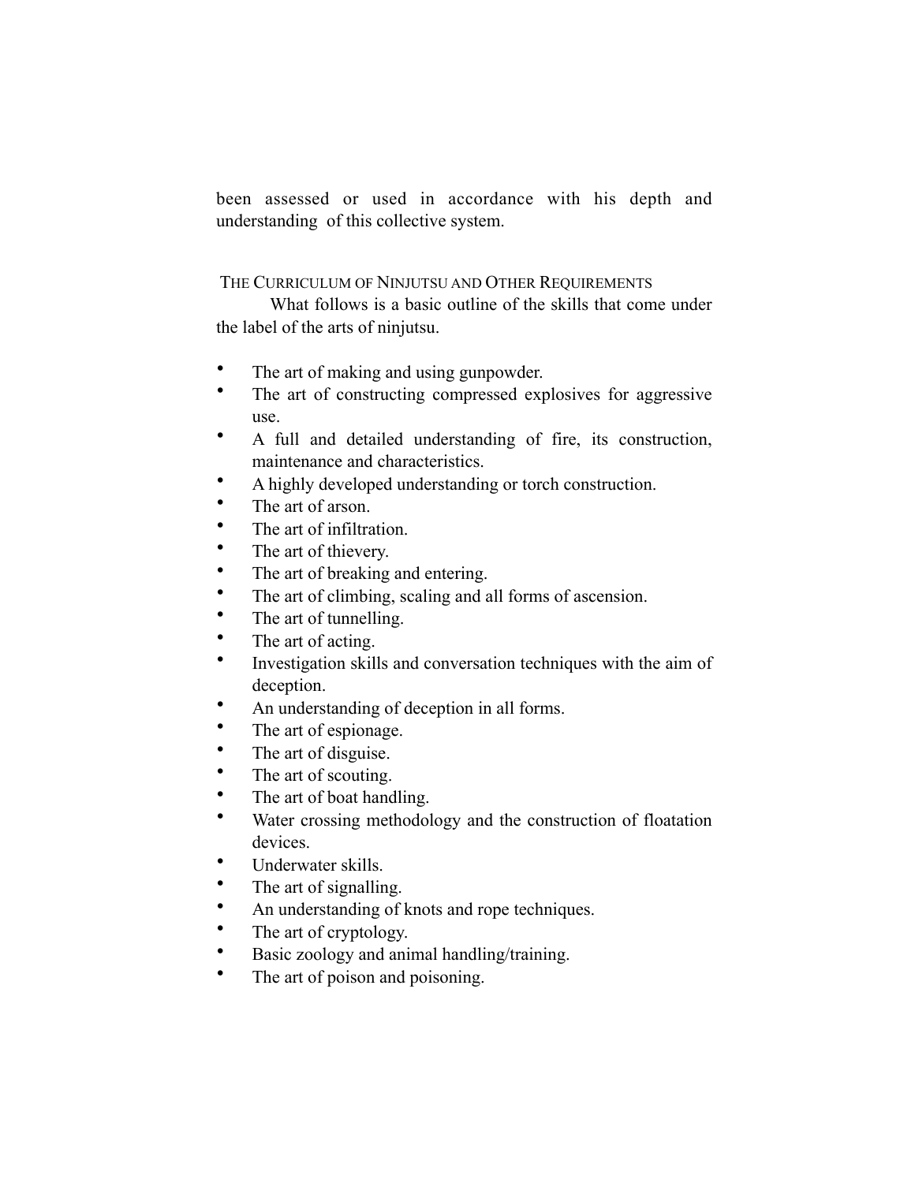been assessed or used in accordance with his depth and understanding of this collective system.

## THE CURRICULUM OF NINJUTSU AND OTHER REQUIREMENTS

What follows is a basic outline of the skills that come under the label of the arts of ninjutsu.

- The art of making and using gunpowder.
- The art of constructing compressed explosives for aggressive use.
- A full and detailed understanding of fire, its construction, maintenance and characteristics.
- A highly developed understanding or torch construction.
- The art of arson.
- The art of infiltration.
- The art of thievery.
- The art of breaking and entering.
- The art of climbing, scaling and all forms of ascension.
- The art of tunnelling.
- The art of acting.
- Investigation skills and conversation techniques with the aim of deception.
- An understanding of deception in all forms.
- The art of espionage.
- The art of disguise.
- The art of scouting.
- The art of boat handling.
- Water crossing methodology and the construction of floatation devices.
- Underwater skills.
- The art of signalling.
- An understanding of knots and rope techniques.
- The art of cryptology.
- Basic zoology and animal handling/training.
- The art of poison and poisoning.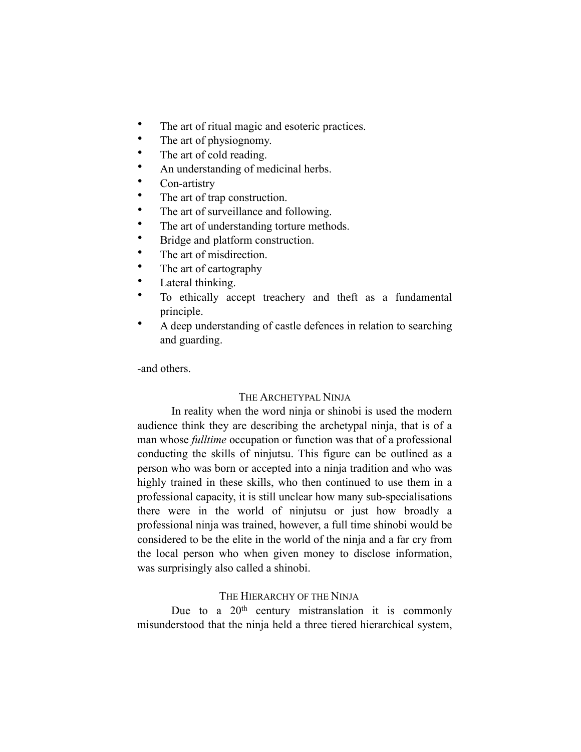- The art of ritual magic and esoteric practices.
- The art of physiognomy.
- The art of cold reading.
- An understanding of medicinal herbs.
- Con-artistry
- The art of trap construction.
- The art of surveillance and following.
- The art of understanding torture methods.
- Bridge and platform construction.
- The art of misdirection.
- The art of cartography
- Lateral thinking.
- To ethically accept treachery and theft as a fundamental principle.
- A deep understanding of castle defences in relation to searching and guarding.

-and others.

### THE ARCHETYPAL NINJA

In reality when the word ninja or shinobi is used the modern audience think they are describing the archetypal ninja, that is of a man whose *fulltime* occupation or function was that of a professional conducting the skills of ninjutsu. This figure can be outlined as a person who was born or accepted into a ninja tradition and who was highly trained in these skills, who then continued to use them in a professional capacity, it is still unclear how many sub-specialisations there were in the world of ninjutsu or just how broadly a professional ninja was trained, however, a full time shinobi would be considered to be the elite in the world of the ninja and a far cry from the local person who when given money to disclose information, was surprisingly also called a shinobi.

### THE HIERARCHY OF THE NINJA

Due to a 20th century mistranslation it is commonly misunderstood that the ninja held a three tiered hierarchical system,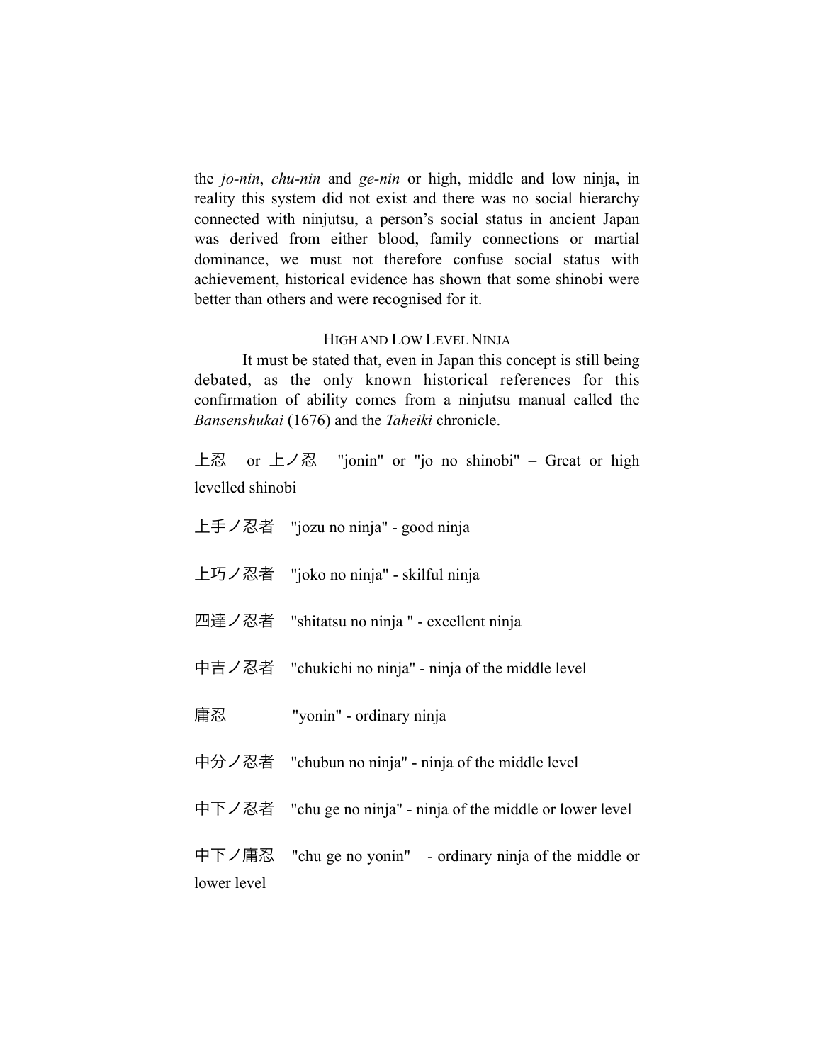the *jo-nin*, *chu-nin* and *ge-nin* or high, middle and low ninja, in reality this system did not exist and there was no social hierarchy connected with ninjutsu, a person's social status in ancient Japan was derived from either blood, family connections or martial dominance, we must not therefore confuse social status with achievement, historical evidence has shown that some shinobi were better than others and were recognised for it.

## High and Low Level Ninja

It must be stated that, even in Japan this concept is still being debated, as the only known historical references for this confirmation of ability comes from a ninjutsu manual called the *Bansenshukai* (1676) and the *Taheiki* chronicle.

上忍 or 上ノ忍 "jonin" or "jo no shinobi" – Great or high levelled shinobi

上手ノ忍者 "jozu no ninja" - good ninja

上巧ノ忍者 "joko no ninja" - skilful ninja

四達ノ忍者 "shitatsu no ninja " - excellent ninja

中吉ノ忍者 "chukichi no ninja" - ninja of the middle level

庸忍 "yonin" - ordinary ninja

中分ノ忍者 "chubun no ninja" - ninja of the middle level

中下ノ忍者 "chu ge no ninja" - ninja of the middle or lower level

中下ノ庸忍 "chu ge no yonin" - ordinary ninja of the middle or lower level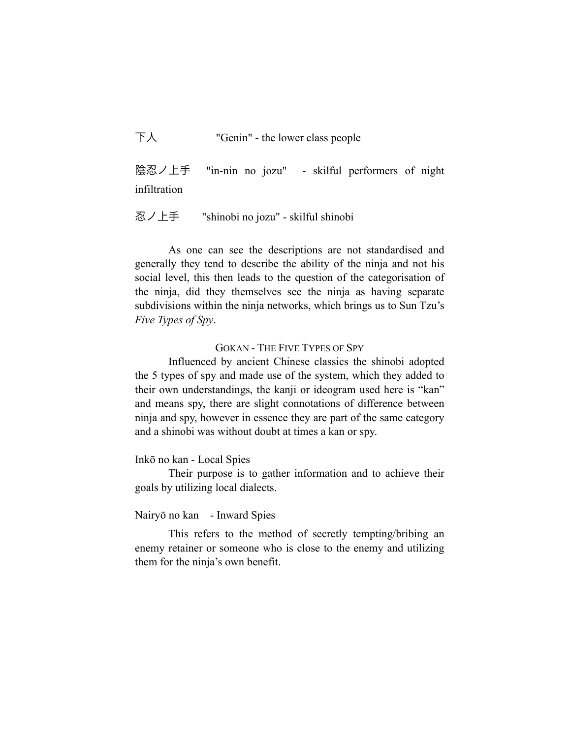下人　　"Genin" - the lower class people

陰忍ノ上手　"in-nin no jozu" - skilful performers of night infiltration

忍ノ上手　"shinobi no jozu" - skilful shinobi

As one can see the descriptions are not standardised and generally they tend to describe the ability of the ninja and not his social level, this then leads to the question of the categorisation of the ninja, did they themselves see the ninja as having separate subdivisions within the ninja networks, which brings us to Sun Tzu's *Five Types of Spy*.

## GOKAN - THE FIVE TYPES OF SPY

Influenced by ancient Chinese classics the shinobi adopted the 5 types of spy and made use of the system, which they added to their own understandings, the kanji or ideogram used here is "kan" and means spy, there are slight connotations of difference between ninja and spy, however in essence they are part of the same category and a shinobi was without doubt at times a kan or spy.

### Inkō no kan - Local Spies

Their purpose is to gather information and to achieve their goals by utilizing local dialects.

### Nairyō no kan - Inward Spies

This refers to the method of secretly tempting/bribing an enemy retainer or someone who is close to the enemy and utilizing them for the ninja's own benefit.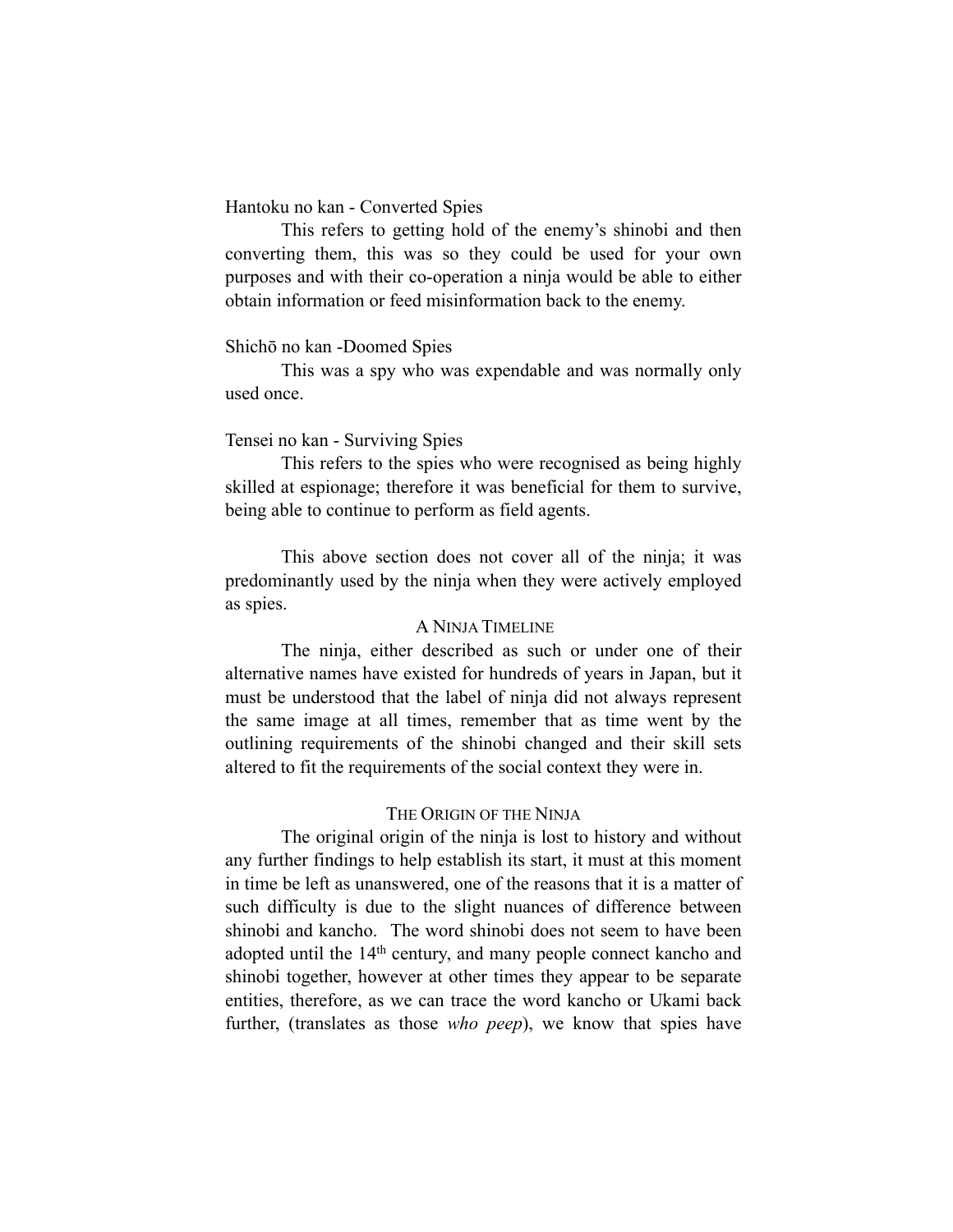Hantoku no kan - Converted Spies

This refers to getting hold of the enemy's shinobi and then converting them, this was so they could be used for your own purposes and with their co-operation a ninja would be able to either obtain information or feed misinformation back to the enemy.

Shichō no kan -Doomed Spies

This was a spy who was expendable and was normally only used once.

Tensei no kan - Surviving Spies

This refers to the spies who were recognised as being highly skilled at espionage; therefore it was beneficial for them to survive, being able to continue to perform as field agents.

This above section does not cover all of the ninja; it was predominantly used by the ninja when they were actively employed as spies.

## A Ninja Timeline

The ninja, either described as such or under one of their alternative names have existed for hundreds of years in Japan, but it must be understood that the label of ninja did not always represent the same image at all times, remember that as time went by the outlining requirements of the shinobi changed and their skill sets altered to fit the requirements of the social context they were in.

## The Origin of the Ninja

The original origin of the ninja is lost to history and without any further findings to help establish its start, it must at this moment in time be left as unanswered, one of the reasons that it is a matter of such difficulty is due to the slight nuances of difference between shinobi and kancho. The word shinobi does not seem to have been adopted until the 14th century, and many people connect kancho and shinobi together, however at other times they appear to be separate entities, therefore, as we can trace the word kancho or Ukami back further, (translates as those *who peep*), we know that spies have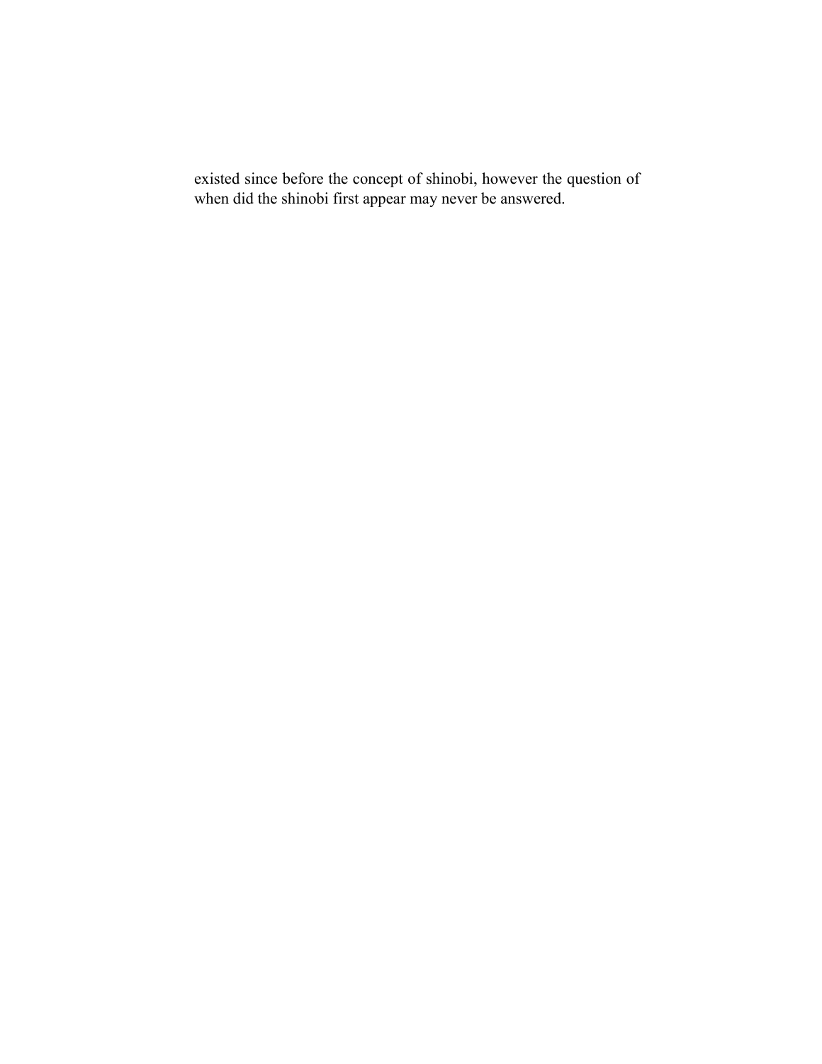existed since before the concept of shinobi, however the question of when did the shinobi first appear may never be answered.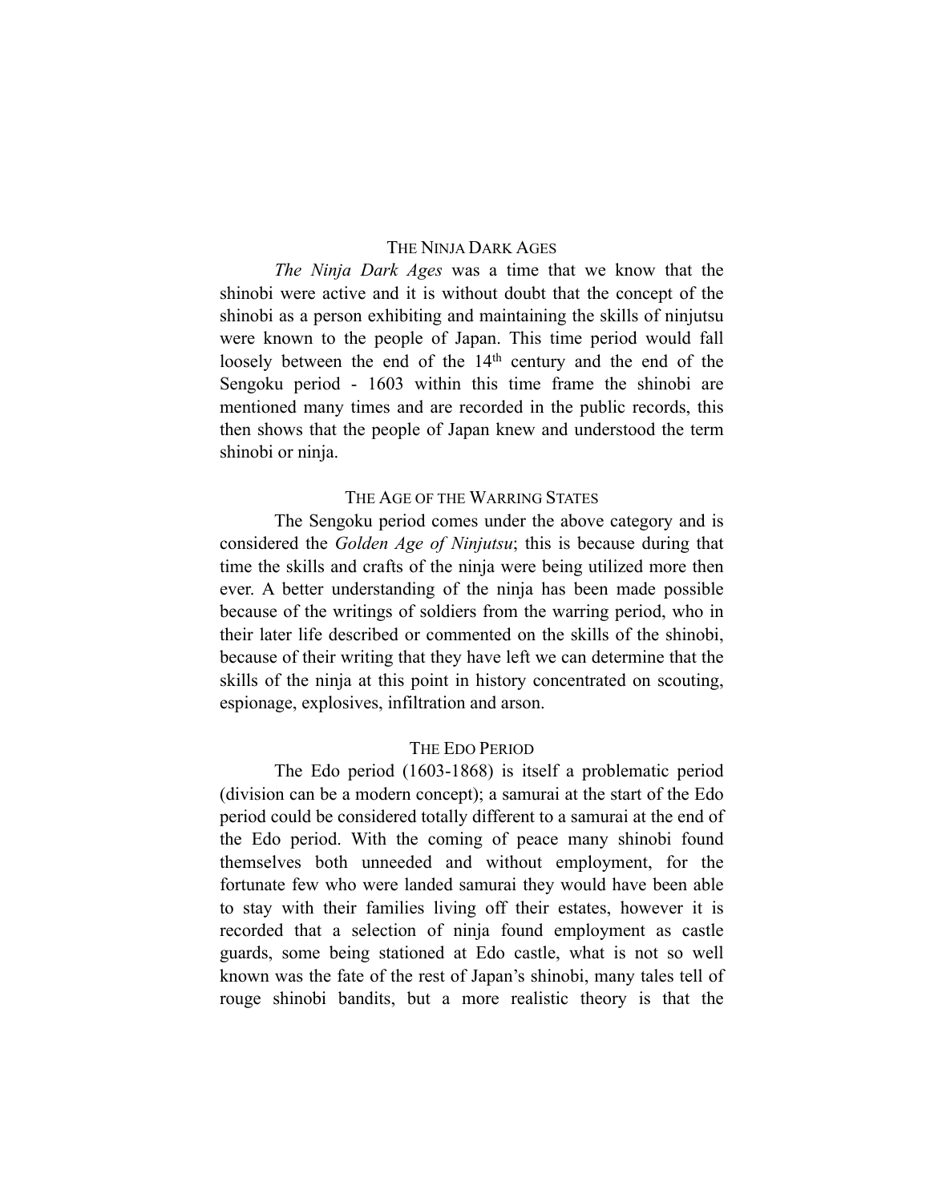## The Ninja Dark Ages

*The Ninja Dark Ages* was a time that we know that the shinobi were active and it is without doubt that the concept of the shinobi as a person exhibiting and maintaining the skills of ninjutsu were known to the people of Japan. This time period would fall loosely between the end of the 14th century and the end of the Sengoku period - 1603 within this time frame the shinobi are mentioned many times and are recorded in the public records, this then shows that the people of Japan knew and understood the term shinobi or ninja.

## The Age of the Warring States

The Sengoku period comes under the above category and is considered the *Golden Age of Ninjutsu*; this is because during that time the skills and crafts of the ninja were being utilized more then ever. A better understanding of the ninja has been made possible because of the writings of soldiers from the warring period, who in their later life described or commented on the skills of the shinobi, because of their writing that they have left we can determine that the skills of the ninja at this point in history concentrated on scouting, espionage, explosives, infiltration and arson.

## The Edo Period

The Edo period (1603-1868) is itself a problematic period (division can be a modern concept); a samurai at the start of the Edo period could be considered totally different to a samurai at the end of the Edo period. With the coming of peace many shinobi found themselves both unneeded and without employment, for the fortunate few who were landed samurai they would have been able to stay with their families living off their estates, however it is recorded that a selection of ninja found employment as castle guards, some being stationed at Edo castle, what is not so well known was the fate of the rest of Japan's shinobi, many tales tell of rouge shinobi bandits, but a more realistic theory is that the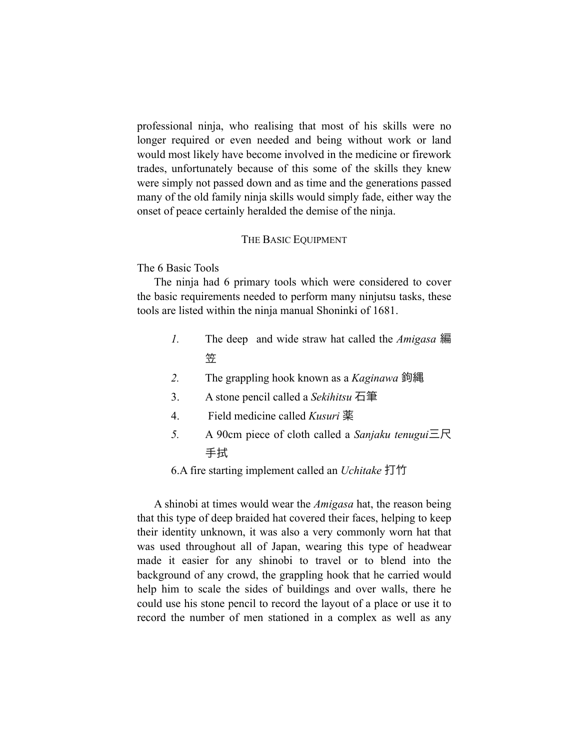professional ninja, who realising that most of his skills were no longer required or even needed and being without work or land would most likely have become involved in the medicine or firework trades, unfortunately because of this some of the skills they knew were simply not passed down and as time and the generations passed many of the old family ninja skills would simply fade, either way the onset of peace certainly heralded the demise of the ninja.

## THE BASIC EQUIPMENT

The 6 Basic Tools

The ninja had 6 primary tools which were considered to cover the basic requirements needed to perform many ninjutsu tasks, these tools are listed within the ninja manual Shoninki of 1681.

1. The deep and wide straw hat called the *Amigasa* 編笠
2. The grappling hook known as a *Kaginawa* 鉤縄
3. A stone pencil called a *Sekihitsu* 石筆
4. Field medicine called *Kusuri* 薬
5. A 90cm piece of cloth called a *Sanjaku tenugui* 三尺手拭
6. A fire starting implement called an *Uchitake* 打竹

A shinobi at times would wear the *Amigasa* hat, the reason being that this type of deep braided hat covered their faces, helping to keep their identity unknown, it was also a very commonly worn hat that was used throughout all of Japan, wearing this type of headwear made it easier for any shinobi to travel or to blend into the background of any crowd, the grappling hook that he carried would help him to scale the sides of buildings and over walls, there he could use his stone pencil to record the layout of a place or use it to record the number of men stationed in a complex as well as any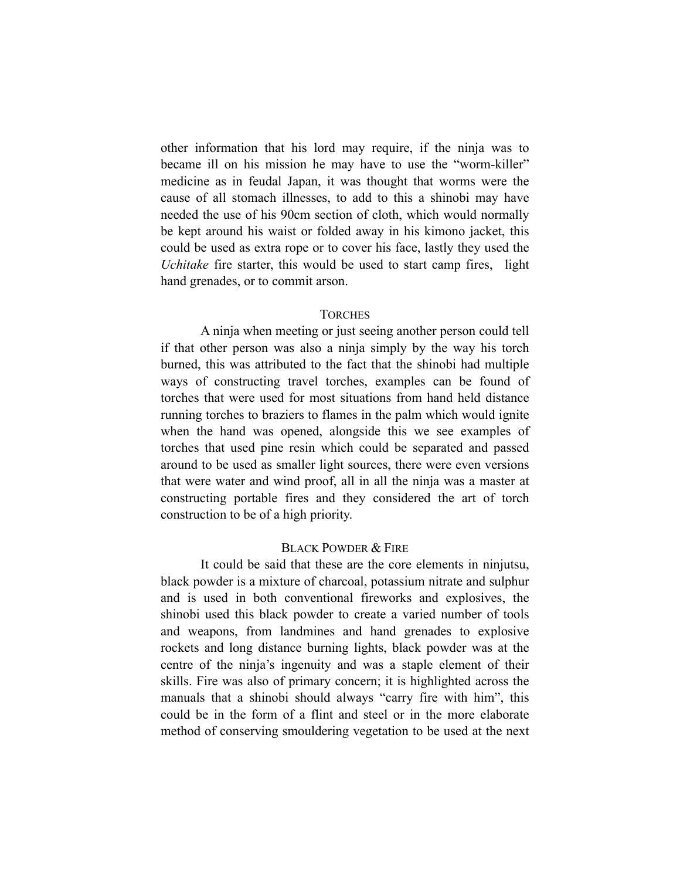other information that his lord may require, if the ninja was to became ill on his mission he may have to use the "worm-killer" medicine as in feudal Japan, it was thought that worms were the cause of all stomach illnesses, to add to this a shinobi may have needed the use of his 90cm section of cloth, which would normally be kept around his waist or folded away in his kimono jacket, this could be used as extra rope or to cover his face, lastly they used the *Uchitake* fire starter, this would be used to start camp fires, light hand grenades, or to commit arson.

## Torches

A ninja when meeting or just seeing another person could tell if that other person was also a ninja simply by the way his torch burned, this was attributed to the fact that the shinobi had multiple ways of constructing travel torches, examples can be found of torches that were used for most situations from hand held distance running torches to braziers to flames in the palm which would ignite when the hand was opened, alongside this we see examples of torches that used pine resin which could be separated and passed around to be used as smaller light sources, there were even versions that were water and wind proof, all in all the ninja was a master at constructing portable fires and they considered the art of torch construction to be of a high priority.

## Black Powder & Fire

It could be said that these are the core elements in ninjutsu, black powder is a mixture of charcoal, potassium nitrate and sulphur and is used in both conventional fireworks and explosives, the shinobi used this black powder to create a varied number of tools and weapons, from landmines and hand grenades to explosive rockets and long distance burning lights, black powder was at the centre of the ninja's ingenuity and was a staple element of their skills. Fire was also of primary concern; it is highlighted across the manuals that a shinobi should always "carry fire with him", this could be in the form of a flint and steel or in the more elaborate method of conserving smouldering vegetation to be used at the next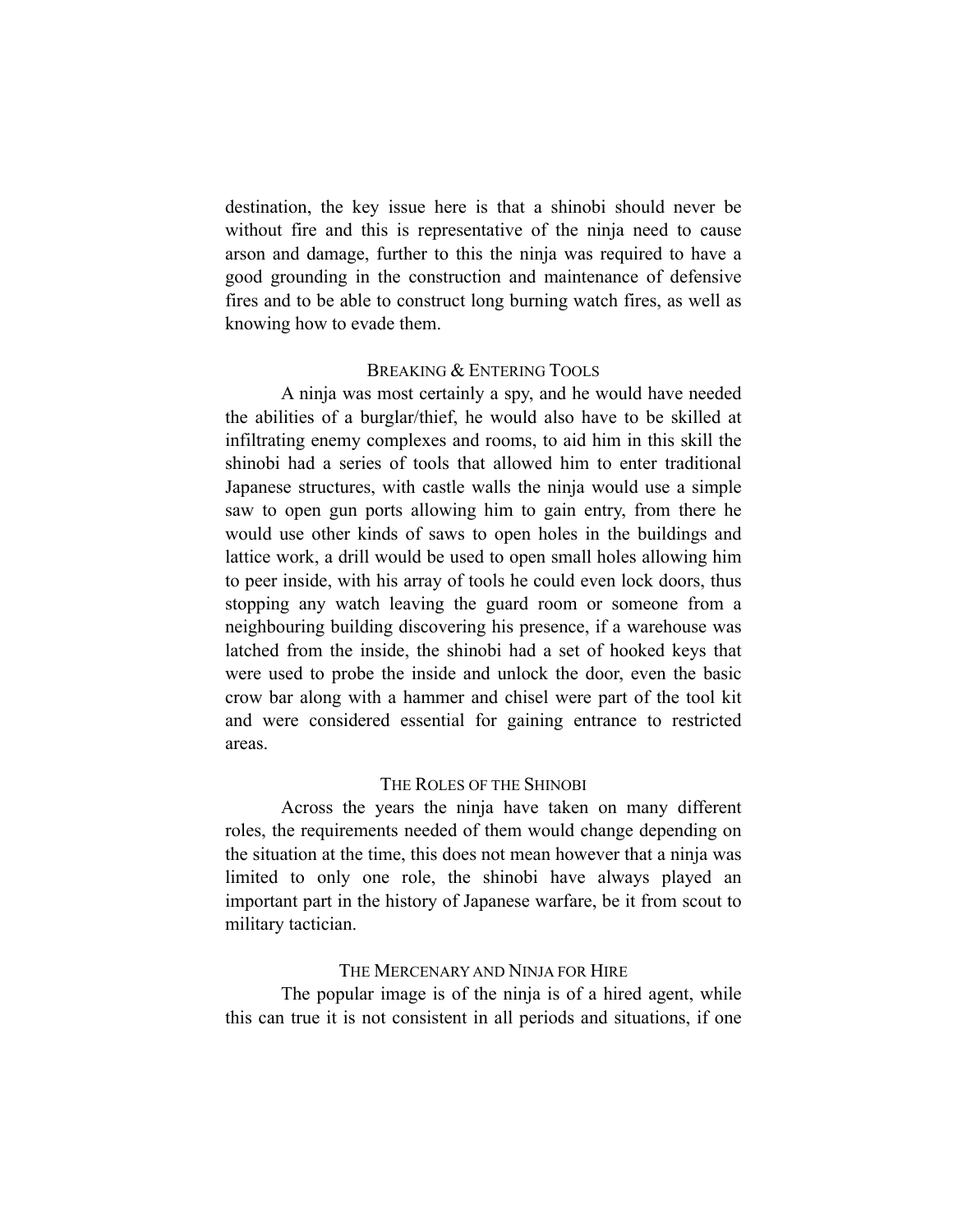destination, the key issue here is that a shinobi should never be without fire and this is representative of the ninja need to cause arson and damage, further to this the ninja was required to have a good grounding in the construction and maintenance of defensive fires and to be able to construct long burning watch fires, as well as knowing how to evade them.

### Breaking & Entering Tools

A ninja was most certainly a spy, and he would have needed the abilities of a burglar/thief, he would also have to be skilled at infiltrating enemy complexes and rooms, to aid him in this skill the shinobi had a series of tools that allowed him to enter traditional Japanese structures, with castle walls the ninja would use a simple saw to open gun ports allowing him to gain entry, from there he would use other kinds of saws to open holes in the buildings and lattice work, a drill would be used to open small holes allowing him to peer inside, with his array of tools he could even lock doors, thus stopping any watch leaving the guard room or someone from a neighbouring building discovering his presence, if a warehouse was latched from the inside, the shinobi had a set of hooked keys that were used to probe the inside and unlock the door, even the basic crow bar along with a hammer and chisel were part of the tool kit and were considered essential for gaining entrance to restricted areas.

### The Roles of the Shinobi

Across the years the ninja have taken on many different roles, the requirements needed of them would change depending on the situation at the time, this does not mean however that a ninja was limited to only one role, the shinobi have always played an important part in the history of Japanese warfare, be it from scout to military tactician.

### The Mercenary and Ninja for Hire

The popular image is of the ninja is of a hired agent, while this can true it is not consistent in all periods and situations, if one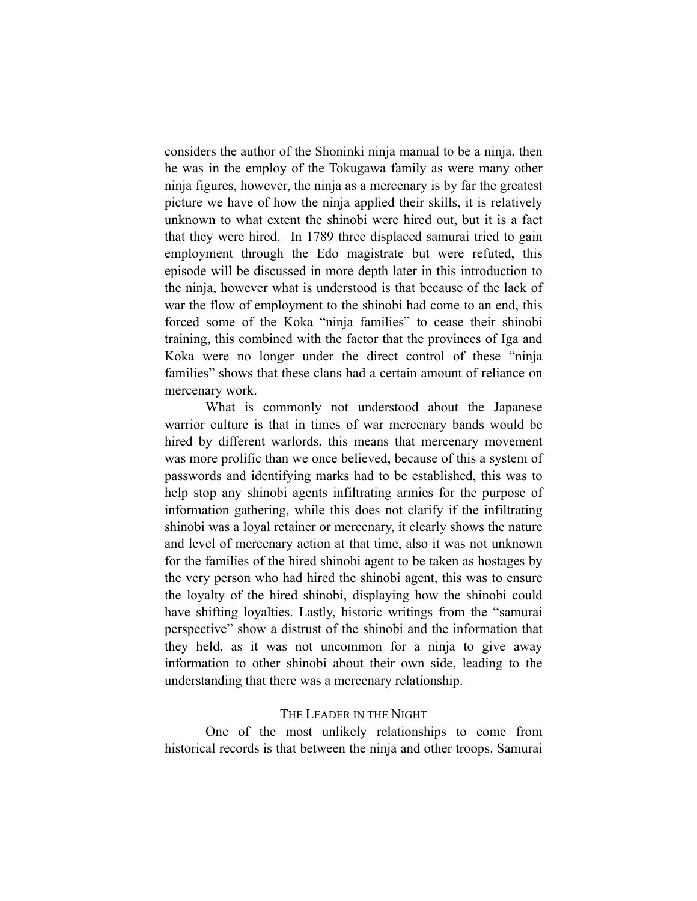considers the author of the Shoninki ninja manual to be a ninja, then he was in the employ of the Tokugawa family as were many other ninja figures, however, the ninja as a mercenary is by far the greatest picture we have of how the ninja applied their skills, it is relatively unknown to what extent the shinobi were hired out, but it is a fact that they were hired. In 1789 three displaced samurai tried to gain employment through the Edo magistrate but were refuted, this episode will be discussed in more depth later in this introduction to the ninja, however what is understood is that because of the lack of war the flow of employment to the shinobi had come to an end, this forced some of the Koka "ninja families" to cease their shinobi training, this combined with the factor that the provinces of Iga and Koka were no longer under the direct control of these "ninja families" shows that these clans had a certain amount of reliance on mercenary work.

What is commonly not understood about the Japanese warrior culture is that in times of war mercenary bands would be hired by different warlords, this means that mercenary movement was more prolific than we once believed, because of this a system of passwords and identifying marks had to be established, this was to help stop any shinobi agents infiltrating armies for the purpose of information gathering, while this does not clarify if the infiltrating shinobi was a loyal retainer or mercenary, it clearly shows the nature and level of mercenary action at that time, also it was not unknown for the families of the hired shinobi agent to be taken as hostages by the very person who had hired the shinobi agent, this was to ensure the loyalty of the hired shinobi, displaying how the shinobi could have shifting loyalties. Lastly, historic writings from the "samurai perspective" show a distrust of the shinobi and the information that they held, as it was not uncommon for a ninja to give away information to other shinobi about their own side, leading to the understanding that there was a mercenary relationship.

## The Leader in the Night

One of the most unlikely relationships to come from historical records is that between the ninja and other troops. Samurai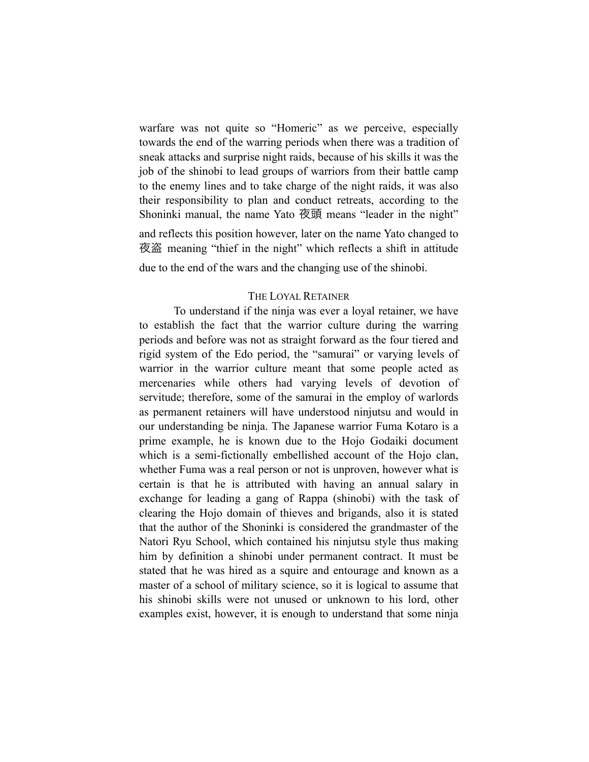warfare was not quite so "Homeric" as we perceive, especially towards the end of the warring periods when there was a tradition of sneak attacks and surprise night raids, because of his skills it was the job of the shinobi to lead groups of warriors from their battle camp to the enemy lines and to take charge of the night raids, it was also their responsibility to plan and conduct retreats, according to the Shoninki manual, the name Yato 夜頭 means "leader in the night" and reflects this position however, later on the name Yato changed to 夜盗 meaning "thief in the night" which reflects a shift in attitude due to the end of the wars and the changing use of the shinobi.

## The Loyal Retainer

To understand if the ninja was ever a loyal retainer, we have to establish the fact that the warrior culture during the warring periods and before was not as straight forward as the four tiered and rigid system of the Edo period, the "samurai" or varying levels of warrior in the warrior culture meant that some people acted as mercenaries while others had varying levels of devotion of servitude; therefore, some of the samurai in the employ of warlords as permanent retainers will have understood ninjutsu and would in our understanding be ninja. The Japanese warrior Fuma Kotaro is a prime example, he is known due to the Hojo Godaiki document which is a semi-fictionally embellished account of the Hojo clan, whether Fuma was a real person or not is unproven, however what is certain is that he is attributed with having an annual salary in exchange for leading a gang of Rappa (shinobi) with the task of clearing the Hojo domain of thieves and brigands, also it is stated that the author of the Shoninki is considered the grandmaster of the Natori Ryu School, which contained his ninjutsu style thus making him by definition a shinobi under permanent contract. It must be stated that he was hired as a squire and entourage and known as a master of a school of military science, so it is logical to assume that his shinobi skills were not unused or unknown to his lord, other examples exist, however, it is enough to understand that some ninja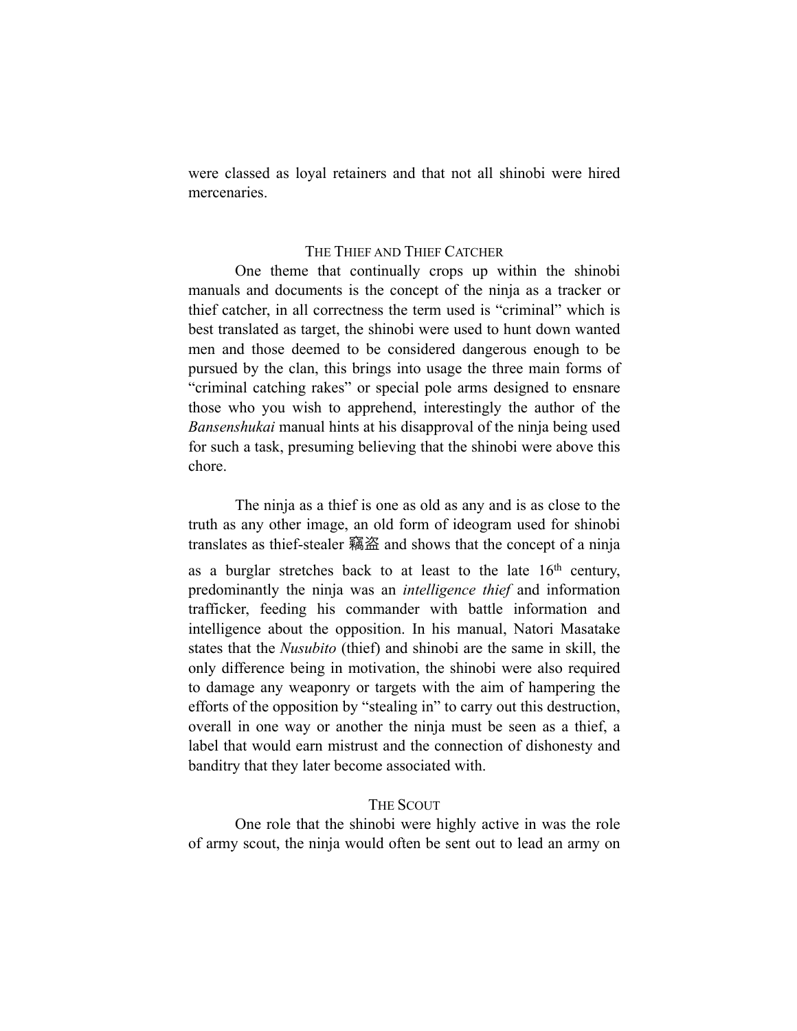were classed as loyal retainers and that not all shinobi were hired mercenaries.

## The Thief and Thief Catcher

One theme that continually crops up within the shinobi manuals and documents is the concept of the ninja as a tracker or thief catcher, in all correctness the term used is "criminal" which is best translated as target, the shinobi were used to hunt down wanted men and those deemed to be considered dangerous enough to be pursued by the clan, this brings into usage the three main forms of "criminal catching rakes" or special pole arms designed to ensnare those who you wish to apprehend, interestingly the author of the *Bansenshukai* manual hints at his disapproval of the ninja being used for such a task, presuming believing that the shinobi were above this chore.

The ninja as a thief is one as old as any and is as close to the truth as any other image, an old form of ideogram used for shinobi translates as thief-stealer 竊盗 and shows that the concept of a ninja as a burglar stretches back to at least to the late 16th century, predominantly the ninja was an *intelligence thief* and information trafficker, feeding his commander with battle information and intelligence about the opposition. In his manual, Natori Masatake states that the *Nusubito* (thief) and shinobi are the same in skill, the only difference being in motivation, the shinobi were also required to damage any weaponry or targets with the aim of hampering the efforts of the opposition by "stealing in" to carry out this destruction, overall in one way or another the ninja must be seen as a thief, a label that would earn mistrust and the connection of dishonesty and banditry that they later become associated with.

## The Scout

One role that the shinobi were highly active in was the role of army scout, the ninja would often be sent out to lead an army on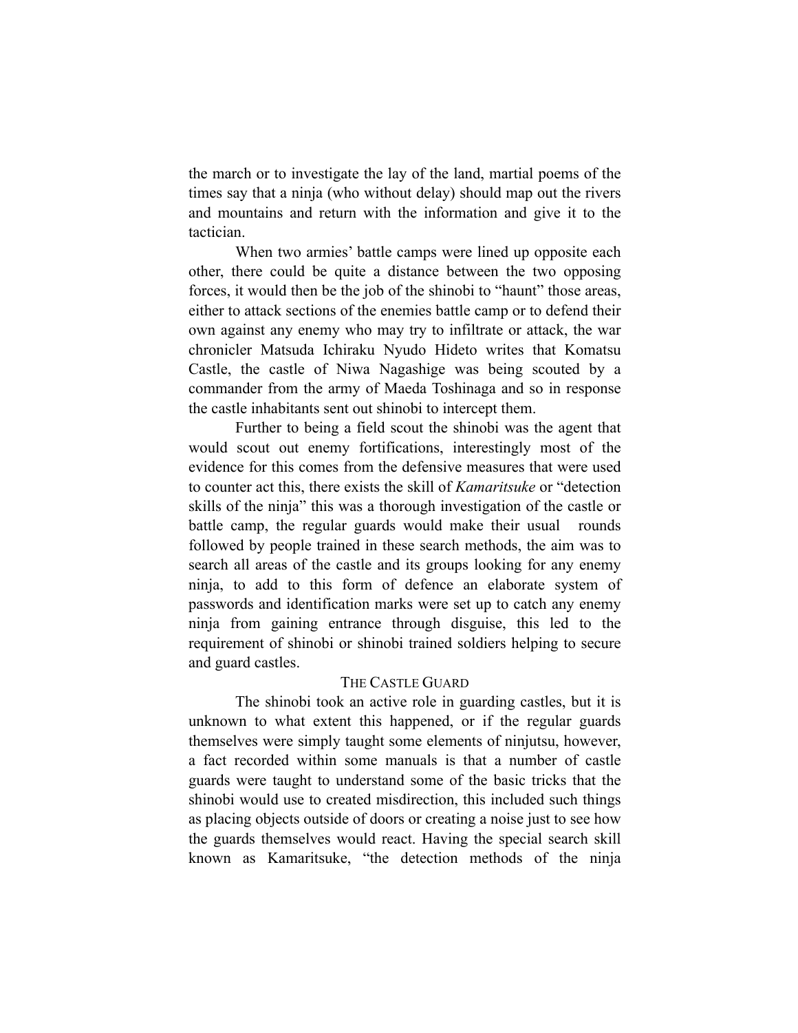the march or to investigate the lay of the land, martial poems of the times say that a ninja (who without delay) should map out the rivers and mountains and return with the information and give it to the tactician.

When two armies' battle camps were lined up opposite each other, there could be quite a distance between the two opposing forces, it would then be the job of the shinobi to "haunt" those areas, either to attack sections of the enemies battle camp or to defend their own against any enemy who may try to infiltrate or attack, the war chronicler Matsuda Ichiraku Nyudo Hideto writes that Komatsu Castle, the castle of Niwa Nagashige was being scouted by a commander from the army of Maeda Toshinaga and so in response the castle inhabitants sent out shinobi to intercept them.

Further to being a field scout the shinobi was the agent that would scout out enemy fortifications, interestingly most of the evidence for this comes from the defensive measures that were used to counter act this, there exists the skill of *Kamaritsuke* or "detection skills of the ninja" this was a thorough investigation of the castle or battle camp, the regular guards would make their usual rounds followed by people trained in these search methods, the aim was to search all areas of the castle and its groups looking for any enemy ninja, to add to this form of defence an elaborate system of passwords and identification marks were set up to catch any enemy ninja from gaining entrance through disguise, this led to the requirement of shinobi or shinobi trained soldiers helping to secure and guard castles.

## The Castle Guard

The shinobi took an active role in guarding castles, but it is unknown to what extent this happened, or if the regular guards themselves were simply taught some elements of ninjutsu, however, a fact recorded within some manuals is that a number of castle guards were taught to understand some of the basic tricks that the shinobi would use to created misdirection, this included such things as placing objects outside of doors or creating a noise just to see how the guards themselves would react. Having the special search skill known as Kamaritsuke, "the detection methods of the ninja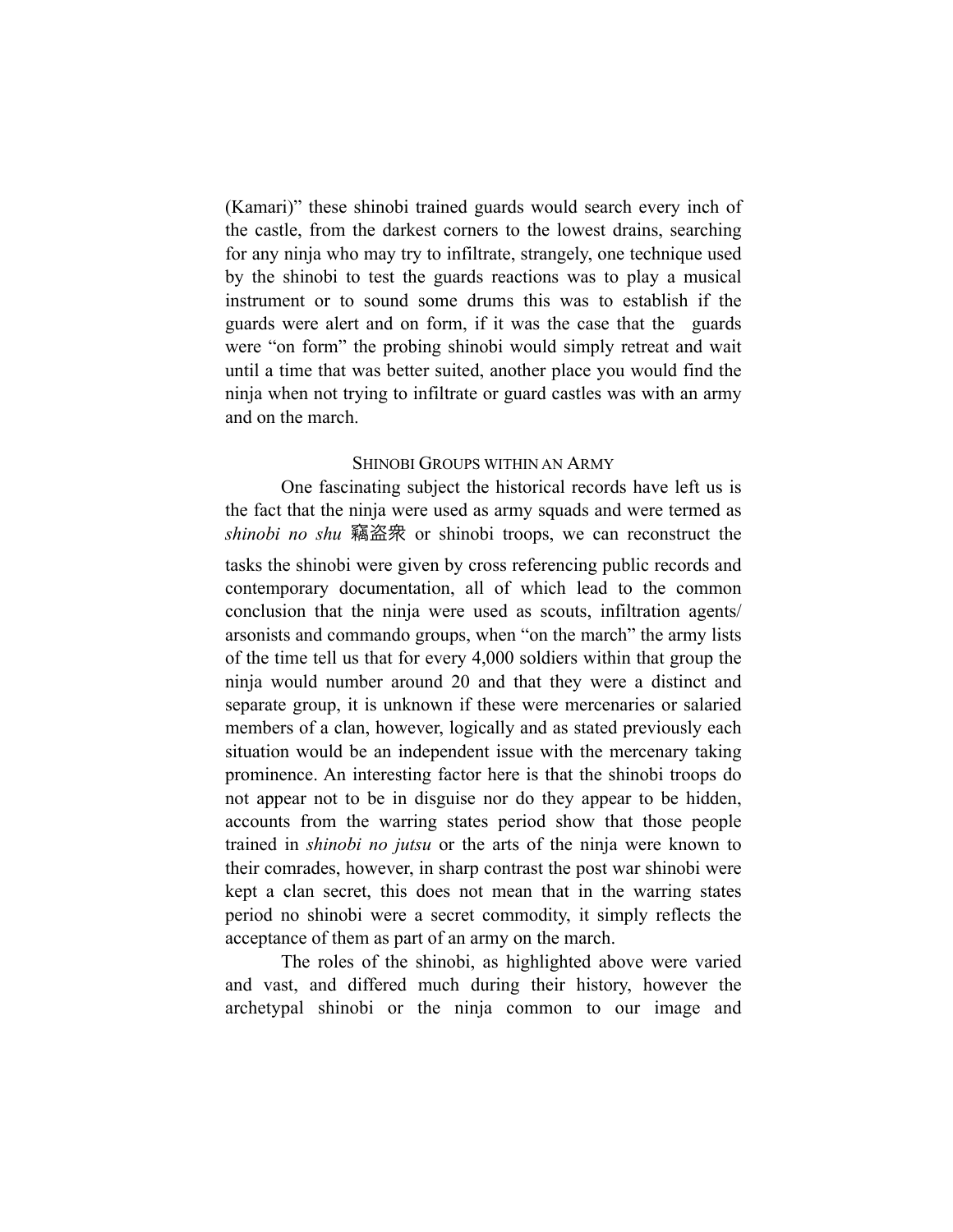(Kamari)" these shinobi trained guards would search every inch of the castle, from the darkest corners to the lowest drains, searching for any ninja who may try to infiltrate, strangely, one technique used by the shinobi to test the guards reactions was to play a musical instrument or to sound some drums this was to establish if the guards were alert and on form, if it was the case that the guards were "on form" the probing shinobi would simply retreat and wait until a time that was better suited, another place you would find the ninja when not trying to infiltrate or guard castles was with an army and on the march.

## Shinobi Groups within an Army

One fascinating subject the historical records have left us is the fact that the ninja were used as army squads and were termed as *shinobi no shu* 竊盗衆 or shinobi troops, we can reconstruct the tasks the shinobi were given by cross referencing public records and contemporary documentation, all of which lead to the common conclusion that the ninja were used as scouts, infiltration agents/ arsonists and commando groups, when "on the march" the army lists of the time tell us that for every 4,000 soldiers within that group the ninja would number around 20 and that they were a distinct and separate group, it is unknown if these were mercenaries or salaried members of a clan, however, logically and as stated previously each situation would be an independent issue with the mercenary taking prominence. An interesting factor here is that the shinobi troops do not appear not to be in disguise nor do they appear to be hidden, accounts from the warring states period show that those people trained in *shinobi no jutsu* or the arts of the ninja were known to their comrades, however, in sharp contrast the post war shinobi were kept a clan secret, this does not mean that in the warring states period no shinobi were a secret commodity, it simply reflects the acceptance of them as part of an army on the march.

The roles of the shinobi, as highlighted above were varied and vast, and differed much during their history, however the archetypal shinobi or the ninja common to our image and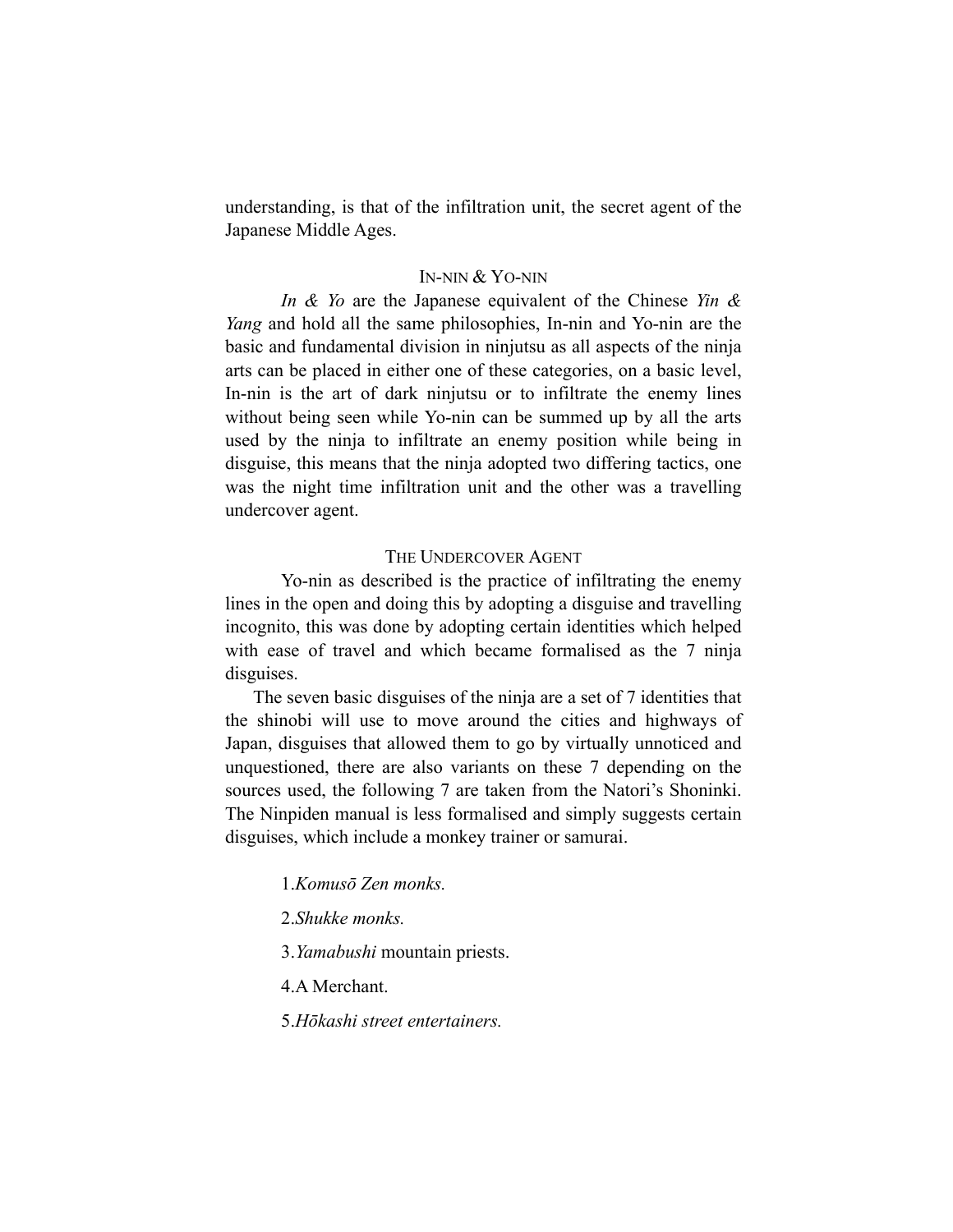understanding, is that of the infiltration unit, the secret agent of the Japanese Middle Ages.

## In-nin & Yo-nin

*In & Yo* are the Japanese equivalent of the Chinese *Yin & Yang* and hold all the same philosophies, In-nin and Yo-nin are the basic and fundamental division in ninjutsu as all aspects of the ninja arts can be placed in either one of these categories, on a basic level, In-nin is the art of dark ninjutsu or to infiltrate the enemy lines without being seen while Yo-nin can be summed up by all the arts used by the ninja to infiltrate an enemy position while being in disguise, this means that the ninja adopted two differing tactics, one was the night time infiltration unit and the other was a travelling undercover agent.

## The Undercover Agent

Yo-nin as described is the practice of infiltrating the enemy lines in the open and doing this by adopting a disguise and travelling incognito, this was done by adopting certain identities which helped with ease of travel and which became formalised as the 7 ninja disguises.

The seven basic disguises of the ninja are a set of 7 identities that the shinobi will use to move around the cities and highways of Japan, disguises that allowed them to go by virtually unnoticed and unquestioned, there are also variants on these 7 depending on the sources used, the following 7 are taken from the Natori's Shoninki. The Ninpiden manual is less formalised and simply suggests certain disguises, which include a monkey trainer or samurai.

1. *Komusō Zen monks.*
2. *Shukke monks.*
3. *Yamabushi* mountain priests.
4. A Merchant.
5. *Hōkashi street entertainers.*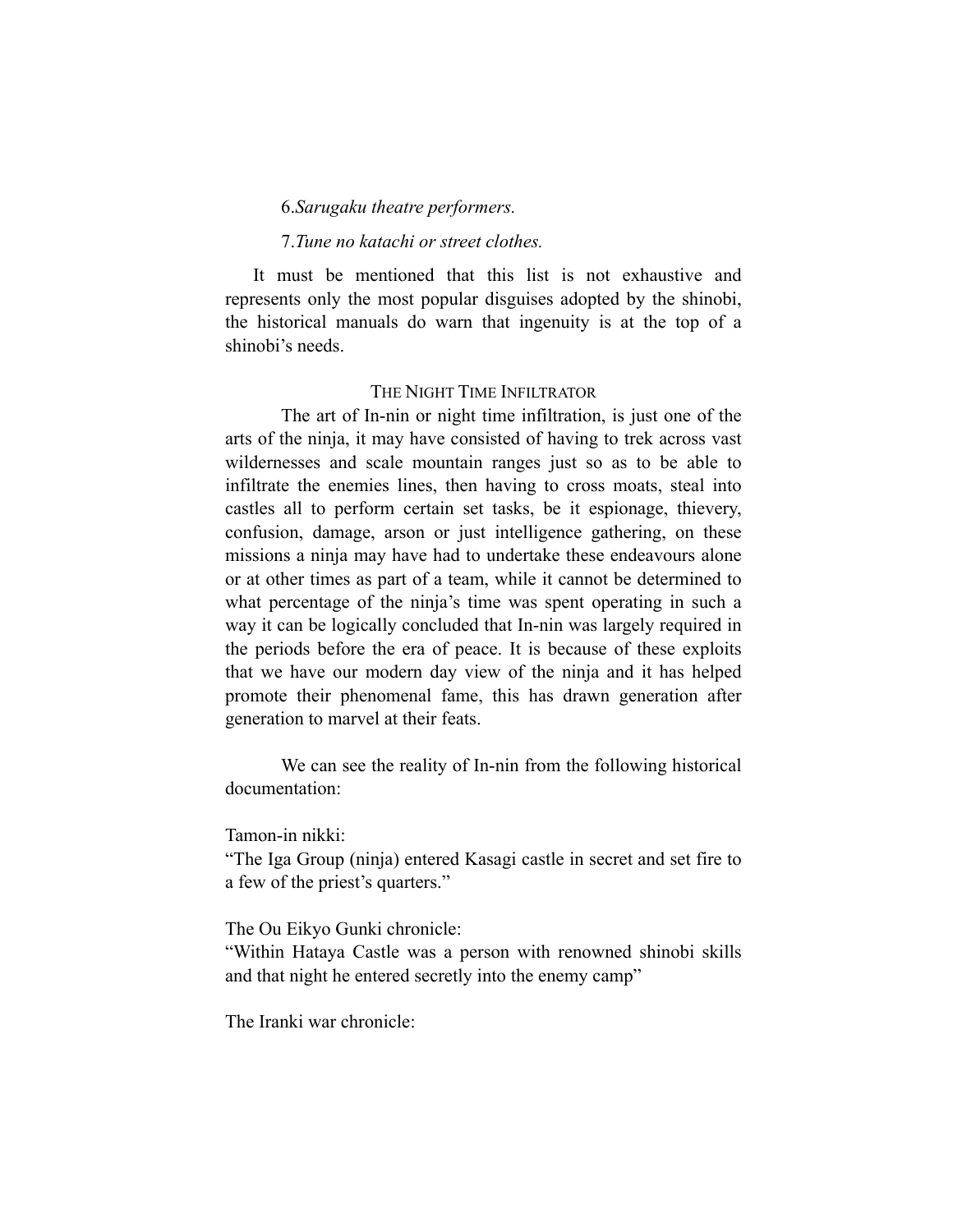6. *Sarugaku theatre performers.*

7. *Tune no katachi or street clothes.*

It must be mentioned that this list is not exhaustive and represents only the most popular disguises adopted by the shinobi, the historical manuals do warn that ingenuity is at the top of a shinobi's needs.

## THE NIGHT TIME INFILTRATOR

The art of In-nin or night time infiltration, is just one of the arts of the ninja, it may have consisted of having to trek across vast wildernesses and scale mountain ranges just so as to be able to infiltrate the enemies lines, then having to cross moats, steal into castles all to perform certain set tasks, be it espionage, thievery, confusion, damage, arson or just intelligence gathering, on these missions a ninja may have had to undertake these endeavours alone or at other times as part of a team, while it cannot be determined to what percentage of the ninja's time was spent operating in such a way it can be logically concluded that In-nin was largely required in the periods before the era of peace. It is because of these exploits that we have our modern day view of the ninja and it has helped promote their phenomenal fame, this has drawn generation after generation to marvel at their feats.

We can see the reality of In-nin from the following historical documentation:

Tamon-in nikki:
"The Iga Group (ninja) entered Kasagi castle in secret and set fire to a few of the priest's quarters."

The Ou Eikyo Gunki chronicle:
"Within Hataya Castle was a person with renowned shinobi skills and that night he entered secretly into the enemy camp"

The Iranki war chronicle: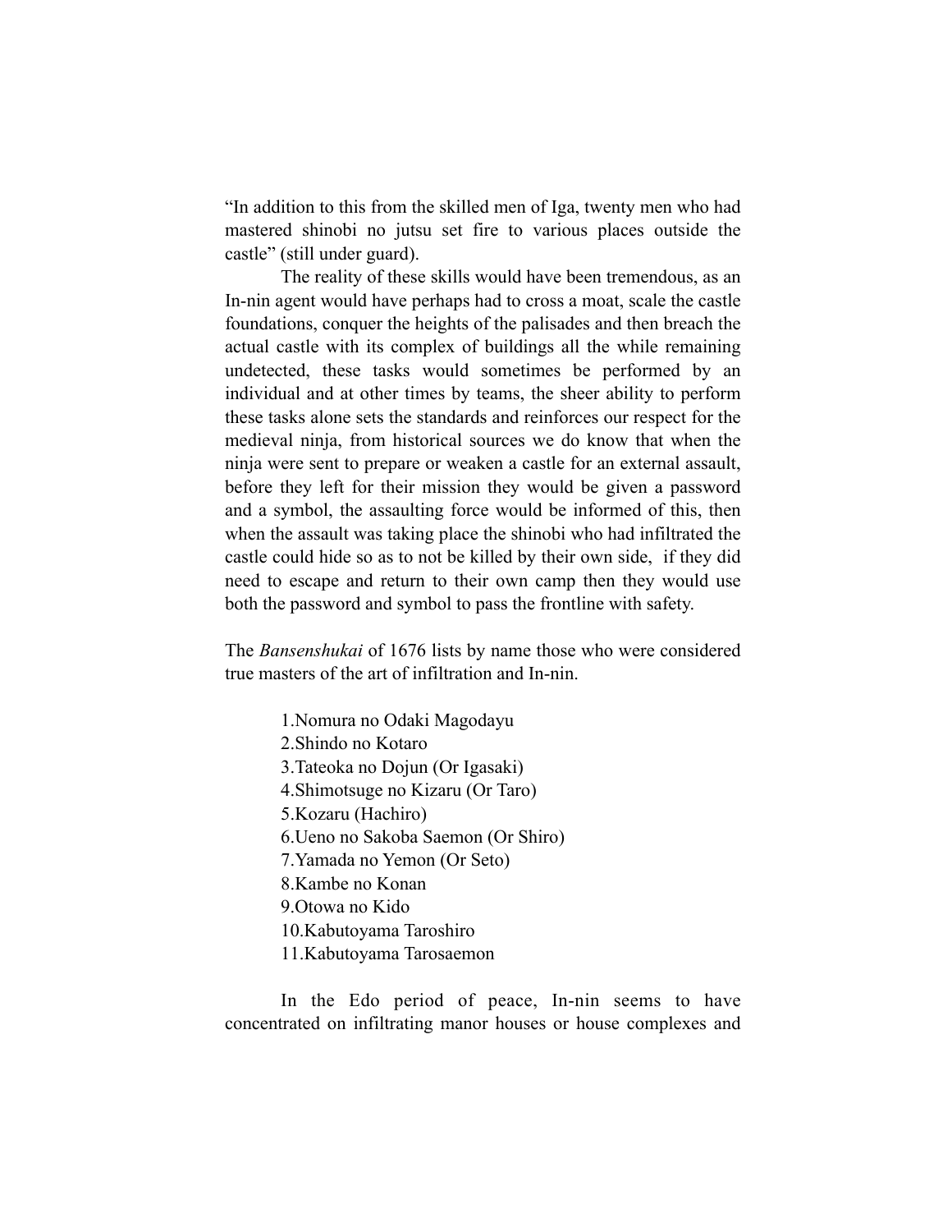"In addition to this from the skilled men of Iga, twenty men who had mastered shinobi no jutsu set fire to various places outside the castle" (still under guard).

The reality of these skills would have been tremendous, as an In-nin agent would have perhaps had to cross a moat, scale the castle foundations, conquer the heights of the palisades and then breach the actual castle with its complex of buildings all the while remaining undetected, these tasks would sometimes be performed by an individual and at other times by teams, the sheer ability to perform these tasks alone sets the standards and reinforces our respect for the medieval ninja, from historical sources we do know that when the ninja were sent to prepare or weaken a castle for an external assault, before they left for their mission they would be given a password and a symbol, the assaulting force would be informed of this, then when the assault was taking place the shinobi who had infiltrated the castle could hide so as to not be killed by their own side, if they did need to escape and return to their own camp then they would use both the password and symbol to pass the frontline with safety.

The *Bansenshukai* of 1676 lists by name those who were considered true masters of the art of infiltration and In-nin.

1. Nomura no Odaki Magodayu
2. Shindo no Kotaro
3. Tateoka no Dojun (Or Igasaki)
4. Shimotsuge no Kizaru (Or Taro)
5. Kozaru (Hachiro)
6. Ueno no Sakoba Saemon (Or Shiro)
7. Yamada no Yemon (Or Seto)
8. Kambe no Konan
9. Otowa no Kido
10. Kabutoyama Taroshiro
11. Kabutoyama Tarosaemon

In the Edo period of peace, In-nin seems to have concentrated on infiltrating manor houses or house complexes and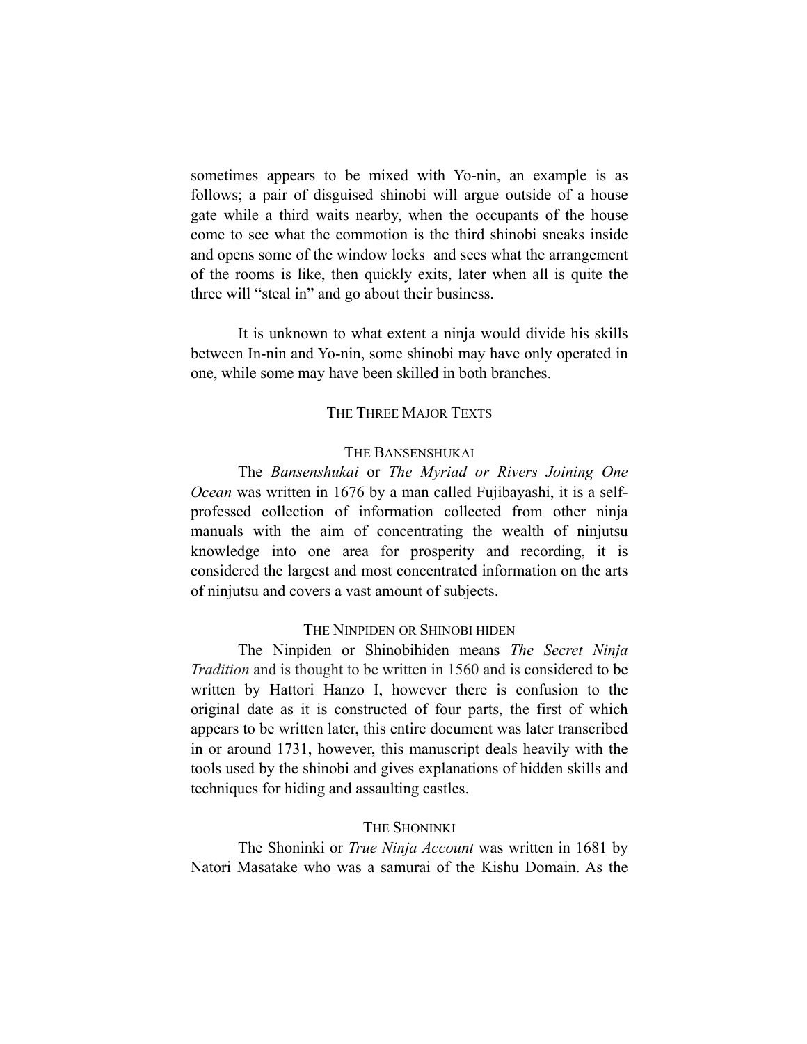sometimes appears to be mixed with Yo-nin, an example is as follows; a pair of disguised shinobi will argue outside of a house gate while a third waits nearby, when the occupants of the house come to see what the commotion is the third shinobi sneaks inside and opens some of the window locks and sees what the arrangement of the rooms is like, then quickly exits, later when all is quite the three will "steal in" and go about their business.

It is unknown to what extent a ninja would divide his skills between In-nin and Yo-nin, some shinobi may have only operated in one, while some may have been skilled in both branches.

## The Three Major Texts

### The Bansenshukai

The *Bansenshukai* or *The Myriad or Rivers Joining One Ocean* was written in 1676 by a man called Fujibayashi, it is a self-professed collection of information collected from other ninja manuals with the aim of concentrating the wealth of ninjutsu knowledge into one area for prosperity and recording, it is considered the largest and most concentrated information on the arts of ninjutsu and covers a vast amount of subjects.

### The Ninpiden or Shinobi hiden

The Ninpiden or Shinobihiden means *The Secret Ninja Tradition* and is thought to be written in 1560 and is considered to be written by Hattori Hanzo I, however there is confusion to the original date as it is constructed of four parts, the first of which appears to be written later, this entire document was later transcribed in or around 1731, however, this manuscript deals heavily with the tools used by the shinobi and gives explanations of hidden skills and techniques for hiding and assaulting castles.

### The Shoninki

The Shoninki or *True Ninja Account* was written in 1681 by Natori Masatake who was a samurai of the Kishu Domain. As the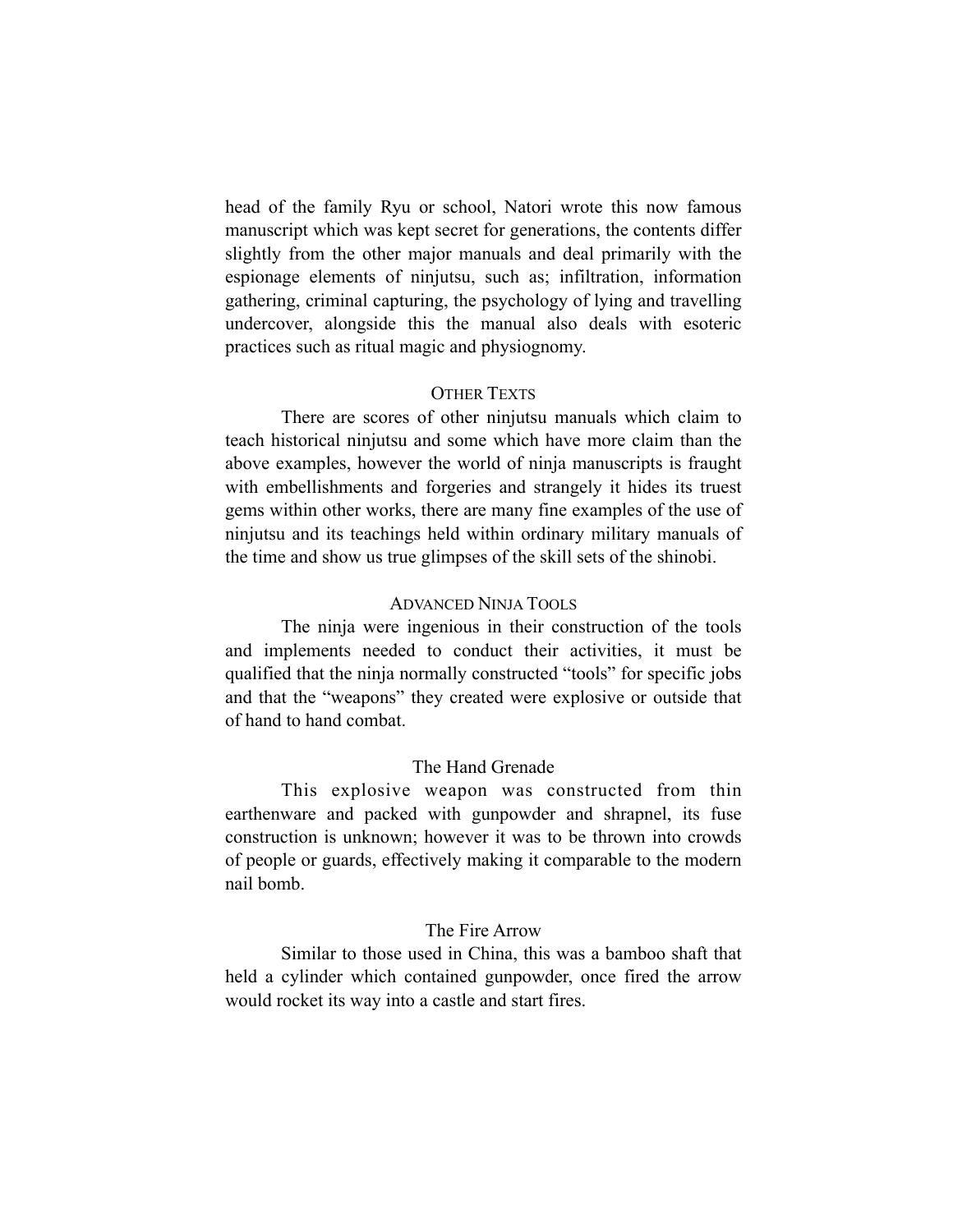head of the family Ryu or school, Natori wrote this now famous manuscript which was kept secret for generations, the contents differ slightly from the other major manuals and deal primarily with the espionage elements of ninjutsu, such as; infiltration, information gathering, criminal capturing, the psychology of lying and travelling undercover, alongside this the manual also deals with esoteric practices such as ritual magic and physiognomy.

## Other Texts

There are scores of other ninjutsu manuals which claim to teach historical ninjutsu and some which have more claim than the above examples, however the world of ninja manuscripts is fraught with embellishments and forgeries and strangely it hides its truest gems within other works, there are many fine examples of the use of ninjutsu and its teachings held within ordinary military manuals of the time and show us true glimpses of the skill sets of the shinobi.

## Advanced Ninja Tools

The ninja were ingenious in their construction of the tools and implements needed to conduct their activities, it must be qualified that the ninja normally constructed "tools" for specific jobs and that the "weapons" they created were explosive or outside that of hand to hand combat.

### The Hand Grenade

This explosive weapon was constructed from thin earthenware and packed with gunpowder and shrapnel, its fuse construction is unknown; however it was to be thrown into crowds of people or guards, effectively making it comparable to the modern nail bomb.

### The Fire Arrow

Similar to those used in China, this was a bamboo shaft that held a cylinder which contained gunpowder, once fired the arrow would rocket its way into a castle and start fires.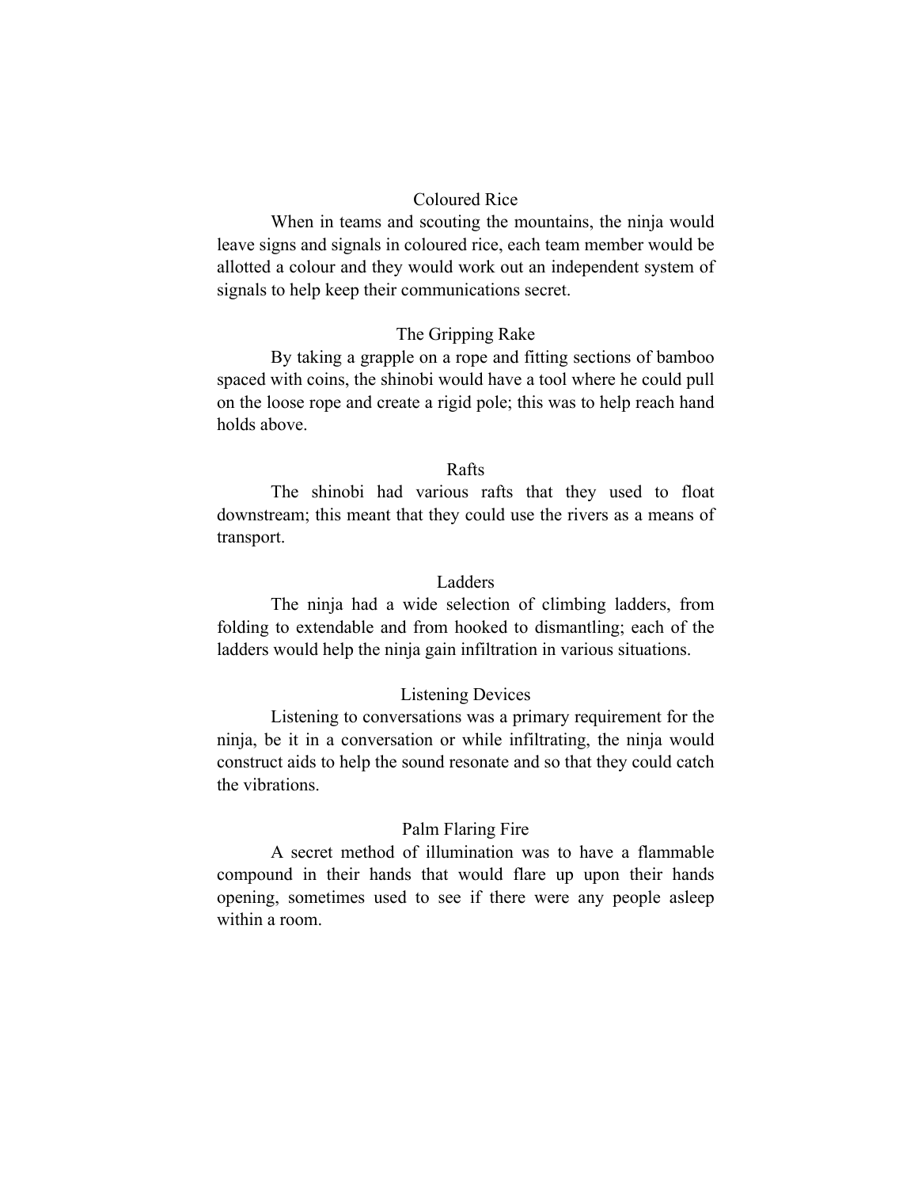## Coloured Rice

When in teams and scouting the mountains, the ninja would leave signs and signals in coloured rice, each team member would be allotted a colour and they would work out an independent system of signals to help keep their communications secret.

## The Gripping Rake

By taking a grapple on a rope and fitting sections of bamboo spaced with coins, the shinobi would have a tool where he could pull on the loose rope and create a rigid pole; this was to help reach hand holds above.

## Rafts

The shinobi had various rafts that they used to float downstream; this meant that they could use the rivers as a means of transport.

## Ladders

The ninja had a wide selection of climbing ladders, from folding to extendable and from hooked to dismantling; each of the ladders would help the ninja gain infiltration in various situations.

## Listening Devices

Listening to conversations was a primary requirement for the ninja, be it in a conversation or while infiltrating, the ninja would construct aids to help the sound resonate and so that they could catch the vibrations.

## Palm Flaring Fire

A secret method of illumination was to have a flammable compound in their hands that would flare up upon their hands opening, sometimes used to see if there were any people asleep within a room.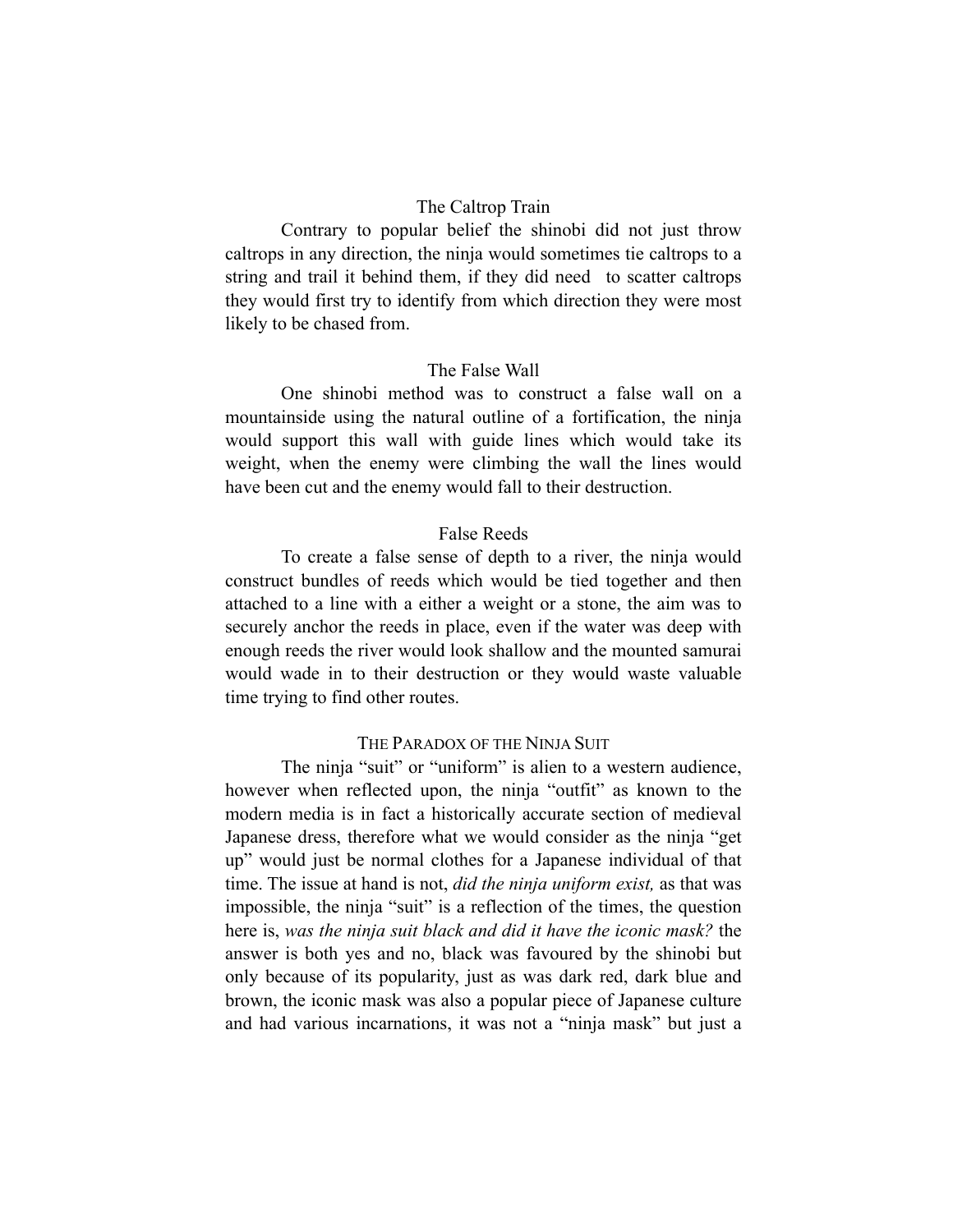### The Caltrop Train

Contrary to popular belief the shinobi did not just throw caltrops in any direction, the ninja would sometimes tie caltrops to a string and trail it behind them, if they did need to scatter caltrops they would first try to identify from which direction they were most likely to be chased from.

### The False Wall

One shinobi method was to construct a false wall on a mountainside using the natural outline of a fortification, the ninja would support this wall with guide lines which would take its weight, when the enemy were climbing the wall the lines would have been cut and the enemy would fall to their destruction.

### False Reeds

To create a false sense of depth to a river, the ninja would construct bundles of reeds which would be tied together and then attached to a line with a either a weight or a stone, the aim was to securely anchor the reeds in place, even if the water was deep with enough reeds the river would look shallow and the mounted samurai would wade in to their destruction or they would waste valuable time trying to find other routes.

## The Paradox of the Ninja Suit

The ninja "suit" or "uniform" is alien to a western audience, however when reflected upon, the ninja "outfit" as known to the modern media is in fact a historically accurate section of medieval Japanese dress, therefore what we would consider as the ninja "get up" would just be normal clothes for a Japanese individual of that time. The issue at hand is not, *did the ninja uniform exist,* as that was impossible, the ninja "suit" is a reflection of the times, the question here is, *was the ninja suit black and did it have the iconic mask?* the answer is both yes and no, black was favoured by the shinobi but only because of its popularity, just as was dark red, dark blue and brown, the iconic mask was also a popular piece of Japanese culture and had various incarnations, it was not a "ninja mask" but just a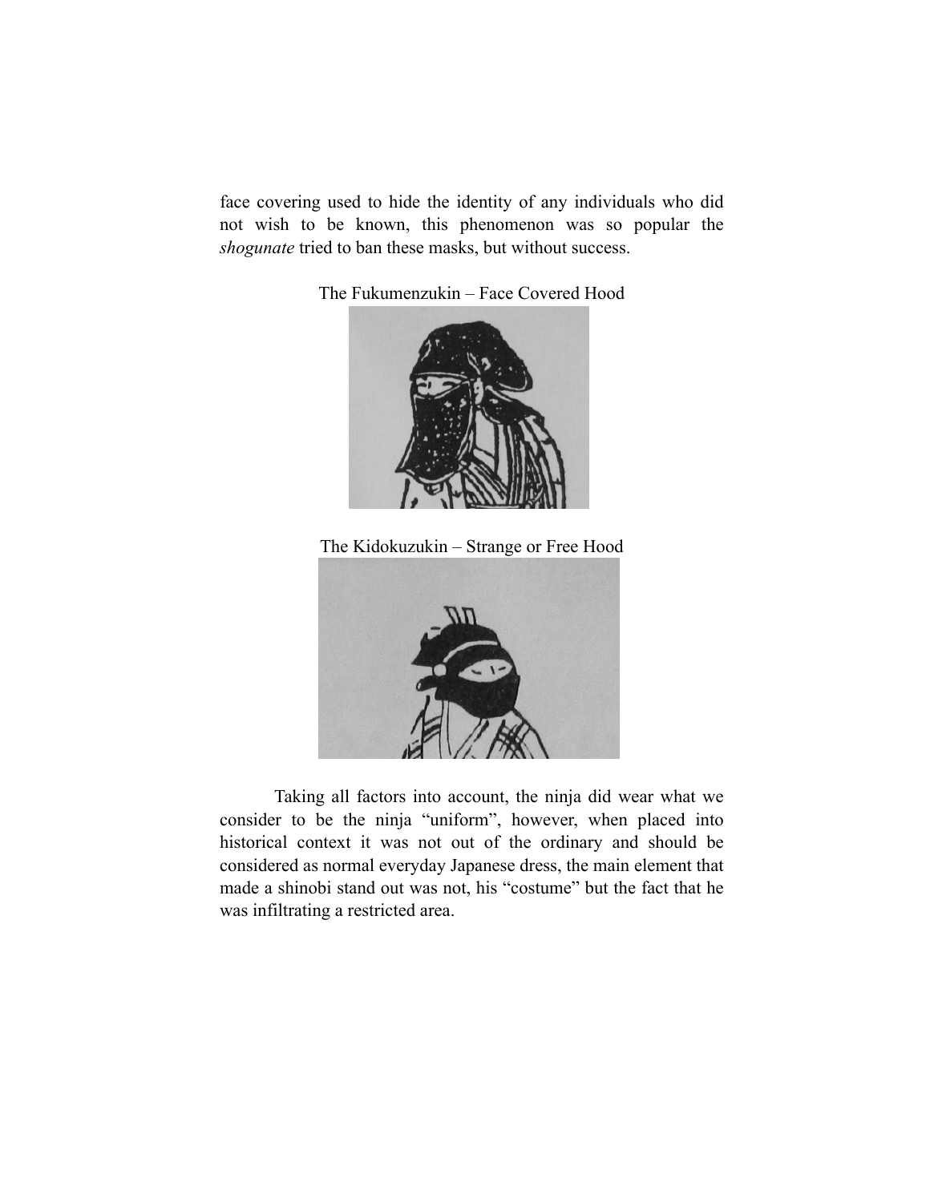face covering used to hide the identity of any individuals who did not wish to be known, this phenomenon was so popular the *shogunate* tried to ban these masks, but without success.

The Fukumenzukin – Face Covered Hood

The Kidokuzukin – Strange or Free Hood

Taking all factors into account, the ninja did wear what we consider to be the ninja "uniform", however, when placed into historical context it was not out of the ordinary and should be considered as normal everyday Japanese dress, the main element that made a shinobi stand out was not, his "costume" but the fact that he was infiltrating a restricted area.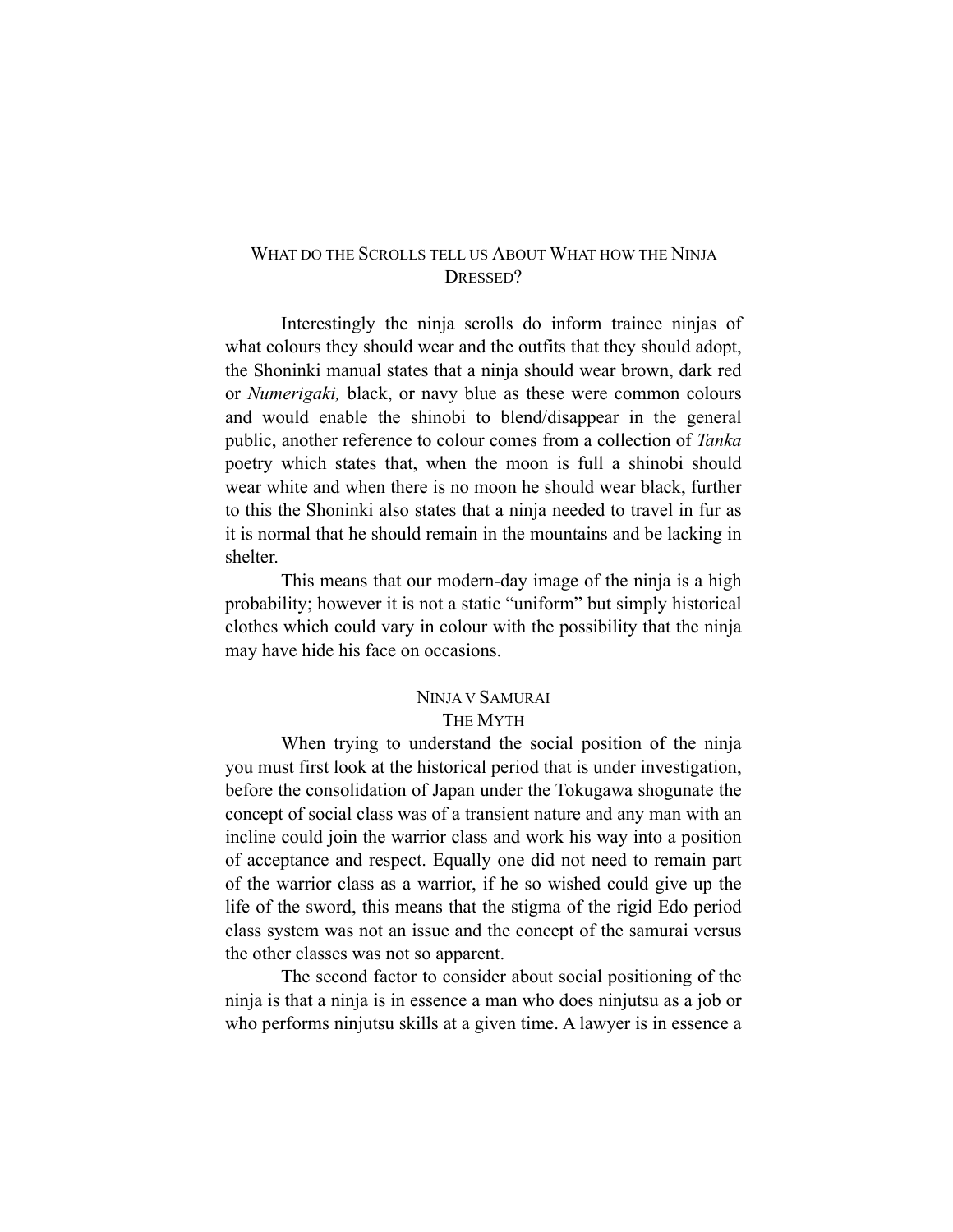## What do the Scrolls tell us About What how the Ninja Dressed?

Interestingly the ninja scrolls do inform trainee ninjas of what colours they should wear and the outfits that they should adopt, the Shoninki manual states that a ninja should wear brown, dark red or *Numerigaki,* black, or navy blue as these were common colours and would enable the shinobi to blend/disappear in the general public, another reference to colour comes from a collection of *Tanka* poetry which states that, when the moon is full a shinobi should wear white and when there is no moon he should wear black, further to this the Shoninki also states that a ninja needed to travel in fur as it is normal that he should remain in the mountains and be lacking in shelter.

This means that our modern-day image of the ninja is a high probability; however it is not a static "uniform" but simply historical clothes which could vary in colour with the possibility that the ninja may have hide his face on occasions.

## Ninja v Samurai
### The Myth

When trying to understand the social position of the ninja you must first look at the historical period that is under investigation, before the consolidation of Japan under the Tokugawa shogunate the concept of social class was of a transient nature and any man with an incline could join the warrior class and work his way into a position of acceptance and respect. Equally one did not need to remain part of the warrior class as a warrior, if he so wished could give up the life of the sword, this means that the stigma of the rigid Edo period class system was not an issue and the concept of the samurai versus the other classes was not so apparent.

The second factor to consider about social positioning of the ninja is that a ninja is in essence a man who does ninjutsu as a job or who performs ninjutsu skills at a given time. A lawyer is in essence a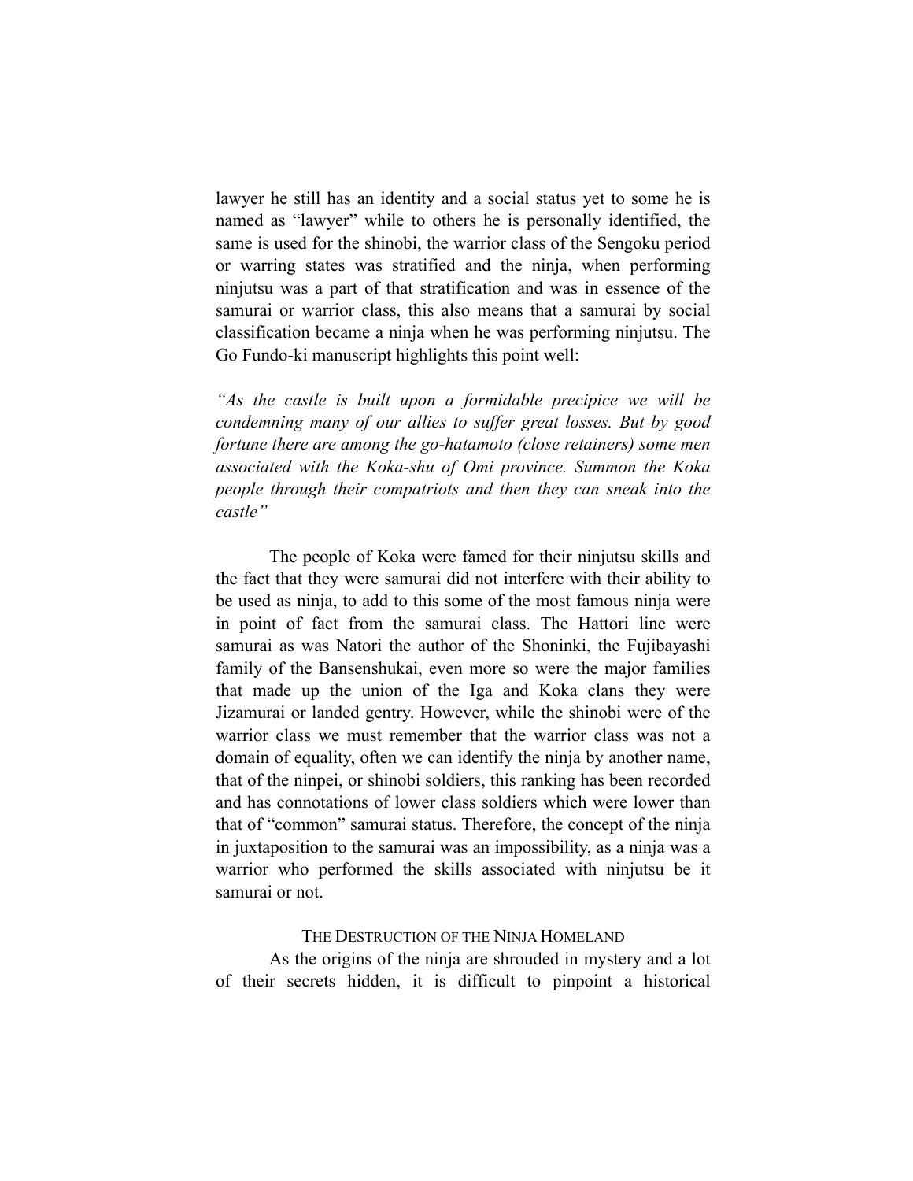lawyer he still has an identity and a social status yet to some he is named as "lawyer" while to others he is personally identified, the same is used for the shinobi, the warrior class of the Sengoku period or warring states was stratified and the ninja, when performing ninjutsu was a part of that stratification and was in essence of the samurai or warrior class, this also means that a samurai by social classification became a ninja when he was performing ninjutsu. The Go Fundo-ki manuscript highlights this point well:

*"As the castle is built upon a formidable precipice we will be condemning many of our allies to suffer great losses. But by good fortune there are among the go-hatamoto (close retainers) some men associated with the Koka-shu of Omi province. Summon the Koka people through their compatriots and then they can sneak into the castle"*

The people of Koka were famed for their ninjutsu skills and the fact that they were samurai did not interfere with their ability to be used as ninja, to add to this some of the most famous ninja were in point of fact from the samurai class. The Hattori line were samurai as was Natori the author of the Shoninki, the Fujibayashi family of the Bansenshukai, even more so were the major families that made up the union of the Iga and Koka clans they were Jizamurai or landed gentry. However, while the shinobi were of the warrior class we must remember that the warrior class was not a domain of equality, often we can identify the ninja by another name, that of the ninpei, or shinobi soldiers, this ranking has been recorded and has connotations of lower class soldiers which were lower than that of "common" samurai status. Therefore, the concept of the ninja in juxtaposition to the samurai was an impossibility, as a ninja was a warrior who performed the skills associated with ninjutsu be it samurai or not.

## The Destruction of the Ninja Homeland

As the origins of the ninja are shrouded in mystery and a lot of their secrets hidden, it is difficult to pinpoint a historical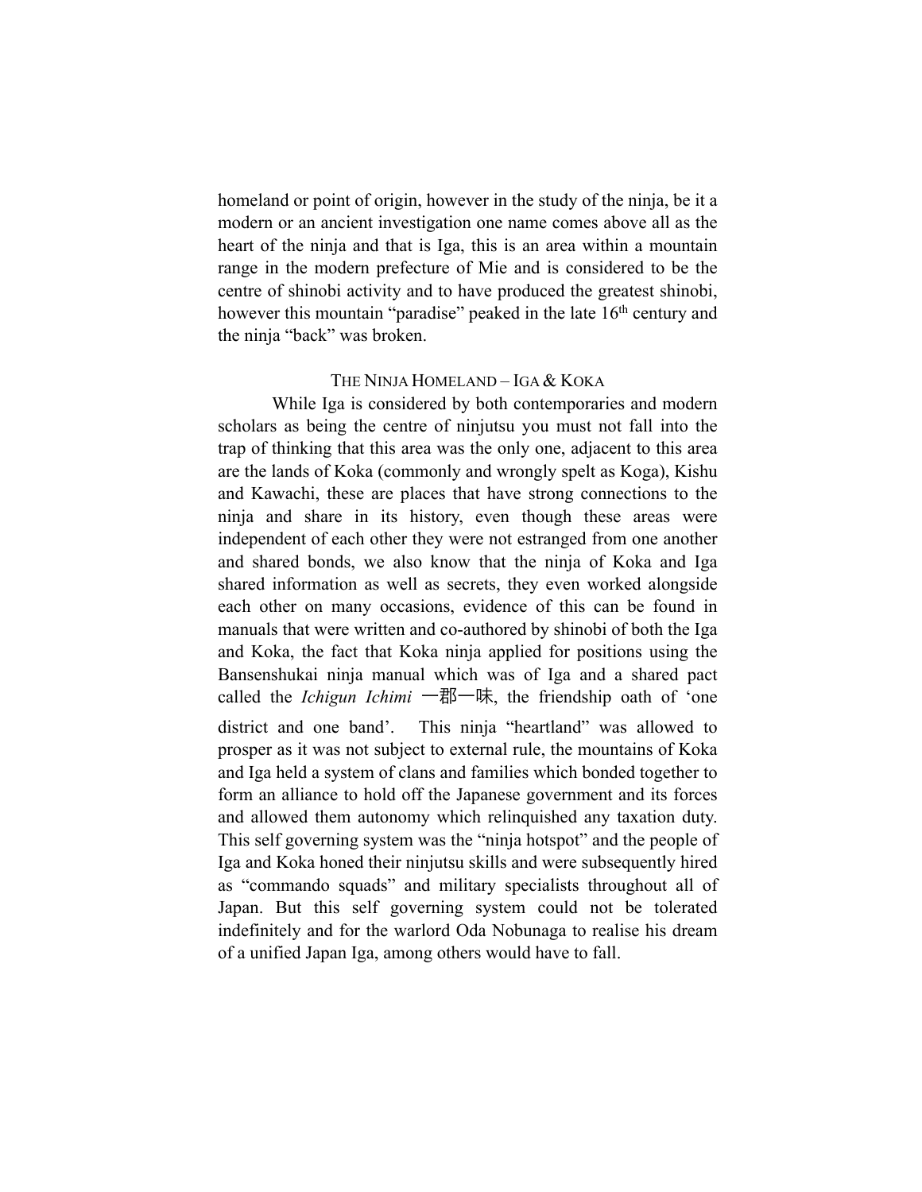homeland or point of origin, however in the study of the ninja, be it a modern or an ancient investigation one name comes above all as the heart of the ninja and that is Iga, this is an area within a mountain range in the modern prefecture of Mie and is considered to be the centre of shinobi activity and to have produced the greatest shinobi, however this mountain "paradise" peaked in the late 16th century and the ninja "back" was broken.

## The Ninja Homeland – Iga & Koka

While Iga is considered by both contemporaries and modern scholars as being the centre of ninjutsu you must not fall into the trap of thinking that this area was the only one, adjacent to this area are the lands of Koka (commonly and wrongly spelt as Koga), Kishu and Kawachi, these are places that have strong connections to the ninja and share in its history, even though these areas were independent of each other they were not estranged from one another and shared bonds, we also know that the ninja of Koka and Iga shared information as well as secrets, they even worked alongside each other on many occasions, evidence of this can be found in manuals that were written and co-authored by shinobi of both the Iga and Koka, the fact that Koka ninja applied for positions using the Bansenshukai ninja manual which was of Iga and a shared pact called the *Ichigun Ichimi* 一郡一味, the friendship oath of 'one district and one band'. This ninja "heartland" was allowed to prosper as it was not subject to external rule, the mountains of Koka and Iga held a system of clans and families which bonded together to form an alliance to hold off the Japanese government and its forces and allowed them autonomy which relinquished any taxation duty. This self governing system was the "ninja hotspot" and the people of Iga and Koka honed their ninjutsu skills and were subsequently hired as "commando squads" and military specialists throughout all of Japan. But this self governing system could not be tolerated indefinitely and for the warlord Oda Nobunaga to realise his dream of a unified Japan Iga, among others would have to fall.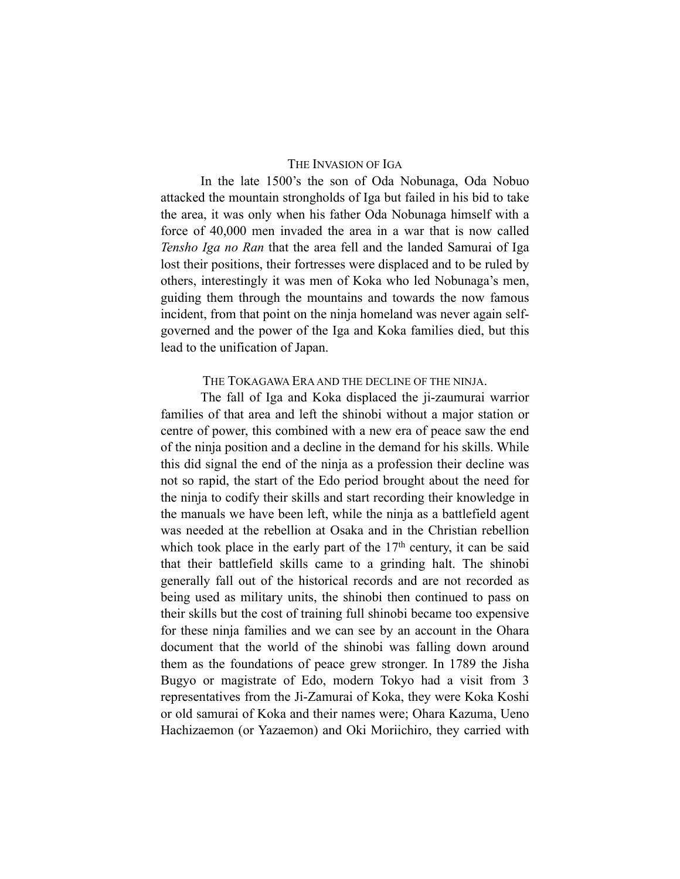## The Invasion of Iga

In the late 1500's the son of Oda Nobunaga, Oda Nobuo attacked the mountain strongholds of Iga but failed in his bid to take the area, it was only when his father Oda Nobunaga himself with a force of 40,000 men invaded the area in a war that is now called *Tensho Iga no Ran* that the area fell and the landed Samurai of Iga lost their positions, their fortresses were displaced and to be ruled by others, interestingly it was men of Koka who led Nobunaga's men, guiding them through the mountains and towards the now famous incident, from that point on the ninja homeland was never again self-governed and the power of the Iga and Koka families died, but this lead to the unification of Japan.

## The Tokagawa Era and the decline of the ninja.

The fall of Iga and Koka displaced the ji-zaumurai warrior families of that area and left the shinobi without a major station or centre of power, this combined with a new era of peace saw the end of the ninja position and a decline in the demand for his skills. While this did signal the end of the ninja as a profession their decline was not so rapid, the start of the Edo period brought about the need for the ninja to codify their skills and start recording their knowledge in the manuals we have been left, while the ninja as a battlefield agent was needed at the rebellion at Osaka and in the Christian rebellion which took place in the early part of the 17th century, it can be said that their battlefield skills came to a grinding halt. The shinobi generally fall out of the historical records and are not recorded as being used as military units, the shinobi then continued to pass on their skills but the cost of training full shinobi became too expensive for these ninja families and we can see by an account in the Ohara document that the world of the shinobi was falling down around them as the foundations of peace grew stronger. In 1789 the Jisha Bugyo or magistrate of Edo, modern Tokyo had a visit from 3 representatives from the Ji-Zamurai of Koka, they were Koka Koshi or old samurai of Koka and their names were; Ohara Kazuma, Ueno Hachizaemon (or Yazaemon) and Oki Moriichiro, they carried with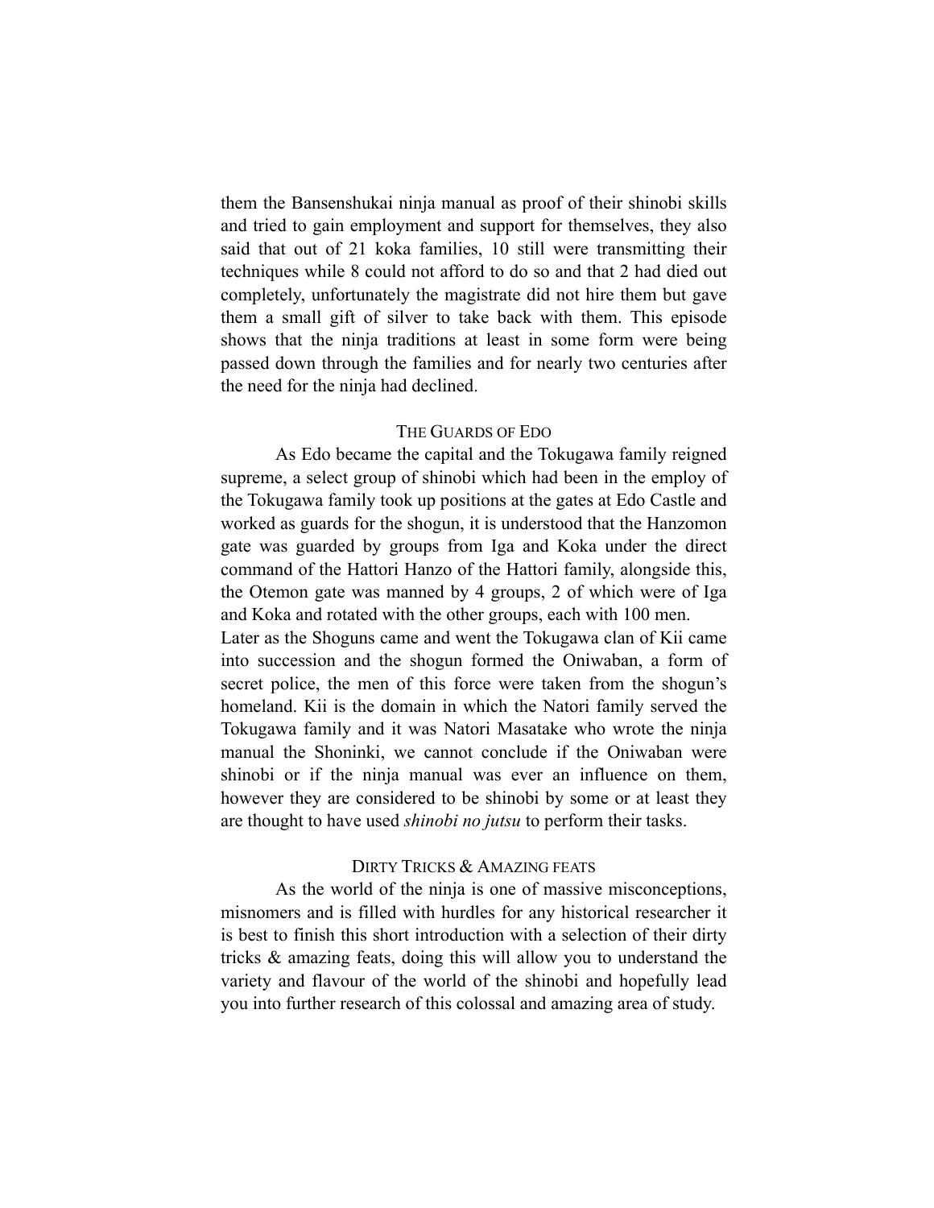them the Bansenshukai ninja manual as proof of their shinobi skills and tried to gain employment and support for themselves, they also said that out of 21 koka families, 10 still were transmitting their techniques while 8 could not afford to do so and that 2 had died out completely, unfortunately the magistrate did not hire them but gave them a small gift of silver to take back with them. This episode shows that the ninja traditions at least in some form were being passed down through the families and for nearly two centuries after the need for the ninja had declined.

## The Guards of Edo

As Edo became the capital and the Tokugawa family reigned supreme, a select group of shinobi which had been in the employ of the Tokugawa family took up positions at the gates at Edo Castle and worked as guards for the shogun, it is understood that the Hanzomon gate was guarded by groups from Iga and Koka under the direct command of the Hattori Hanzo of the Hattori family, alongside this, the Otemon gate was manned by 4 groups, 2 of which were of Iga and Koka and rotated with the other groups, each with 100 men.

Later as the Shoguns came and went the Tokugawa clan of Kii came into succession and the shogun formed the Oniwaban, a form of secret police, the men of this force were taken from the shogun's homeland. Kii is the domain in which the Natori family served the Tokugawa family and it was Natori Masatake who wrote the ninja manual the Shoninki, we cannot conclude if the Oniwaban were shinobi or if the ninja manual was ever an influence on them, however they are considered to be shinobi by some or at least they are thought to have used *shinobi no jutsu* to perform their tasks.

## Dirty Tricks & Amazing Feats

As the world of the ninja is one of massive misconceptions, misnomers and is filled with hurdles for any historical researcher it is best to finish this short introduction with a selection of their dirty tricks & amazing feats, doing this will allow you to understand the variety and flavour of the world of the shinobi and hopefully lead you into further research of this colossal and amazing area of study.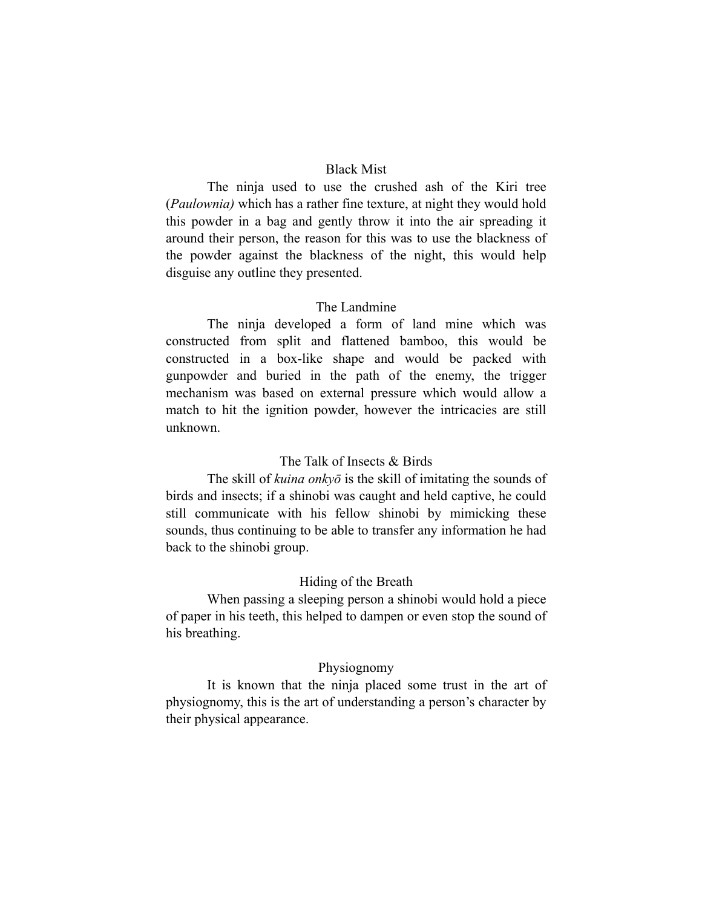## Black Mist

The ninja used to use the crushed ash of the Kiri tree (*Paulownia)* which has a rather fine texture, at night they would hold this powder in a bag and gently throw it into the air spreading it around their person, the reason for this was to use the blackness of the powder against the blackness of the night, this would help disguise any outline they presented.

## The Landmine

The ninja developed a form of land mine which was constructed from split and flattened bamboo, this would be constructed in a box-like shape and would be packed with gunpowder and buried in the path of the enemy, the trigger mechanism was based on external pressure which would allow a match to hit the ignition powder, however the intricacies are still unknown.

## The Talk of Insects & Birds

The skill of *kuina onkyō* is the skill of imitating the sounds of birds and insects; if a shinobi was caught and held captive, he could still communicate with his fellow shinobi by mimicking these sounds, thus continuing to be able to transfer any information he had back to the shinobi group.

## Hiding of the Breath

When passing a sleeping person a shinobi would hold a piece of paper in his teeth, this helped to dampen or even stop the sound of his breathing.

## Physiognomy

It is known that the ninja placed some trust in the art of physiognomy, this is the art of understanding a person's character by their physical appearance.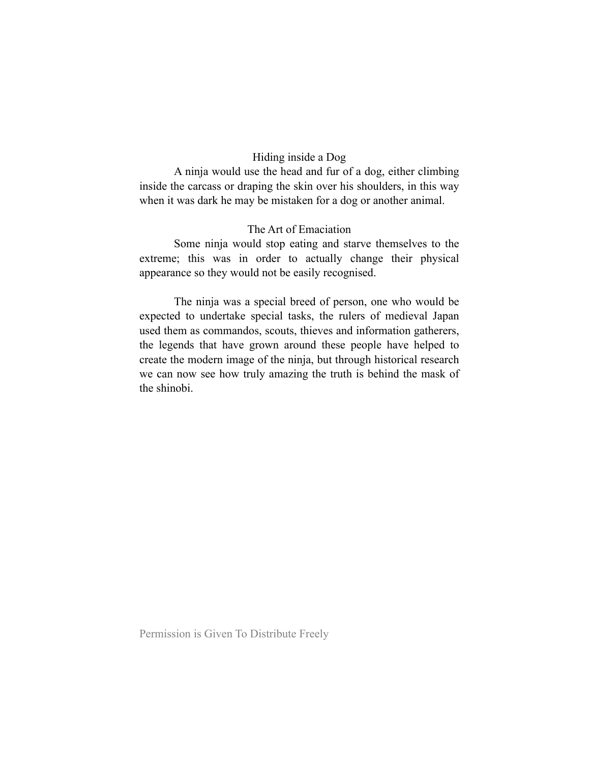## Hiding inside a Dog

A ninja would use the head and fur of a dog, either climbing inside the carcass or draping the skin over his shoulders, in this way when it was dark he may be mistaken for a dog or another animal.

## The Art of Emaciation

Some ninja would stop eating and starve themselves to the extreme; this was in order to actually change their physical appearance so they would not be easily recognised.

The ninja was a special breed of person, one who would be expected to undertake special tasks, the rulers of medieval Japan used them as commandos, scouts, thieves and information gatherers, the legends that have grown around these people have helped to create the modern image of the ninja, but through historical research we can now see how truly amazing the truth is behind the mask of the shinobi.

Permission is Given To Distribute Freely